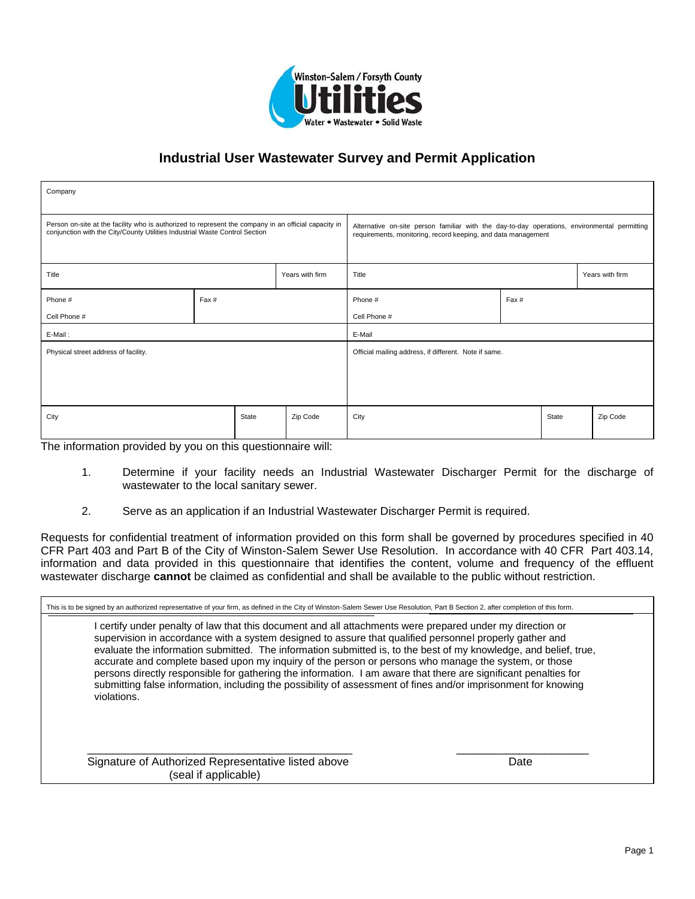Winston-Salem / Forsyth County Utilities

Water • Wastewater • Solid Waste

# Industrial User Wastewater Survey and Permit Application

| Company | | | | | |
|---|---|---|---|---|---|
| Person on-site at the facility who is authorized to represent the company in an official capacity in conjunction with the City/County Utilities Industrial Waste Control Section | | | Alternative on-site person familiar with the day-to-day operations, environmental permitting requirements, monitoring, record keeping, and data management | | |
| Title | | Years with firm | Title | | Years with firm |
| Phone # <br> Cell Phone # | Fax # | | Phone # <br> Cell Phone # | Fax # | |
| E-Mail : | | | E-Mail | | |
| Physical street address of facility. | | | Official mailing address, if different. Note if same. | | |
| City | State | Zip Code | City | State | Zip Code |

The information provided by you on this questionnaire will:

1. Determine if your facility needs an Industrial Wastewater Discharger Permit for the discharge of wastewater to the local sanitary sewer.

2. Serve as an application if an Industrial Wastewater Discharger Permit is required.

Requests for confidential treatment of information provided on this form shall be governed by procedures specified in 40 CFR Part 403 and Part B of the City of Winston-Salem Sewer Use Resolution. In accordance with 40 CFR Part 403.14, information and data provided in this questionnaire that identifies the content, volume and frequency of the effluent wastewater discharge **cannot** be claimed as confidential and shall be available to the public without restriction.

This is to be signed by an authorized representative of your firm, as defined in the City of Winston-Salem Sewer Use Resolution, Part B Section 2, after completion of this form.

I certify under penalty of law that this document and all attachments were prepared under my direction or supervision in accordance with a system designed to assure that qualified personnel properly gather and evaluate the information submitted. The information submitted is, to the best of my knowledge, and belief, true, accurate and complete based upon my inquiry of the person or persons who manage the system, or those persons directly responsible for gathering the information. I am aware that there are significant penalties for submitting false information, including the possibility of assessment of fines and/or imprisonment for knowing violations.

_____________________________________________ Signature of Authorized Representative listed above (seal if applicable)

______________________ Date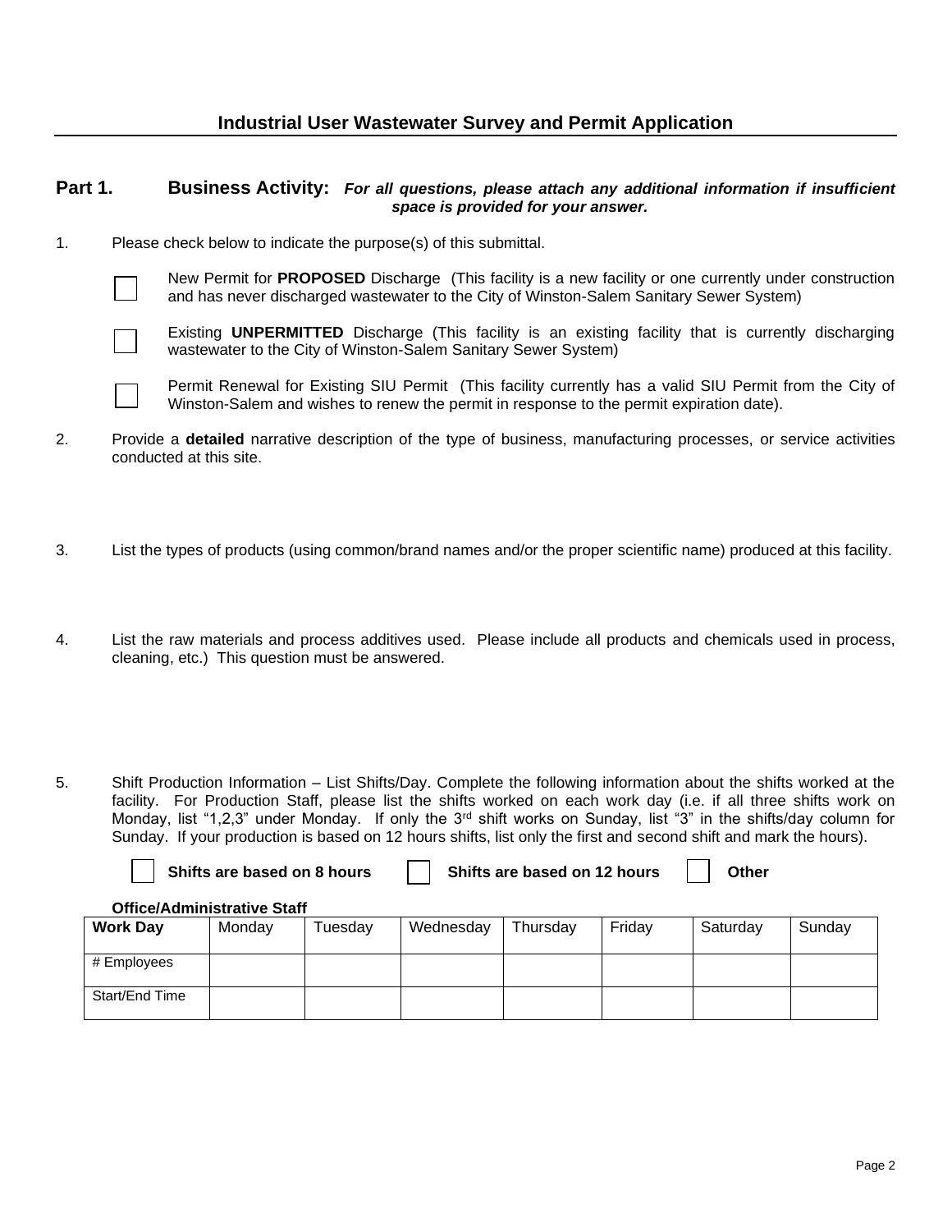# Industrial User Wastewater Survey and Permit Application

## Part 1. Business Activity: *For all questions, please attach any additional information if insufficient space is provided for your answer.*

1. Please check below to indicate the purpose(s) of this submittal.

   ☐ New Permit for **PROPOSED** Discharge (This facility is a new facility or one currently under construction and has never discharged wastewater to the City of Winston-Salem Sanitary Sewer System)

   ☐ Existing **UNPERMITTED** Discharge (This facility is an existing facility that is currently discharging wastewater to the City of Winston-Salem Sanitary Sewer System)

   ☐ Permit Renewal for Existing SIU Permit (This facility currently has a valid SIU Permit from the City of Winston-Salem and wishes to renew the permit in response to the permit expiration date).

2. Provide a **detailed** narrative description of the type of business, manufacturing processes, or service activities conducted at this site.

3. List the types of products (using common/brand names and/or the proper scientific name) produced at this facility.

4. List the raw materials and process additives used. Please include all products and chemicals used in process, cleaning, etc.) This question must be answered.

5. Shift Production Information – List Shifts/Day. Complete the following information about the shifts worked at the facility. For Production Staff, please list the shifts worked on each work day (i.e. if all three shifts work on Monday, list "1,2,3" under Monday. If only the 3rd shift works on Sunday, list "3" in the shifts/day column for Sunday. If your production is based on 12 hours shifts, list only the first and second shift and mark the hours).

   ☐ **Shifts are based on 8 hours** ☐ **Shifts are based on 12 hours** ☐ **Other**

**Office/Administrative Staff**

| **Work Day** | Monday | Tuesday | Wednesday | Thursday | Friday | Saturday | Sunday |
|---|---|---|---|---|---|---|---|
| # Employees | | | | | | | |
| Start/End Time | | | | | | | |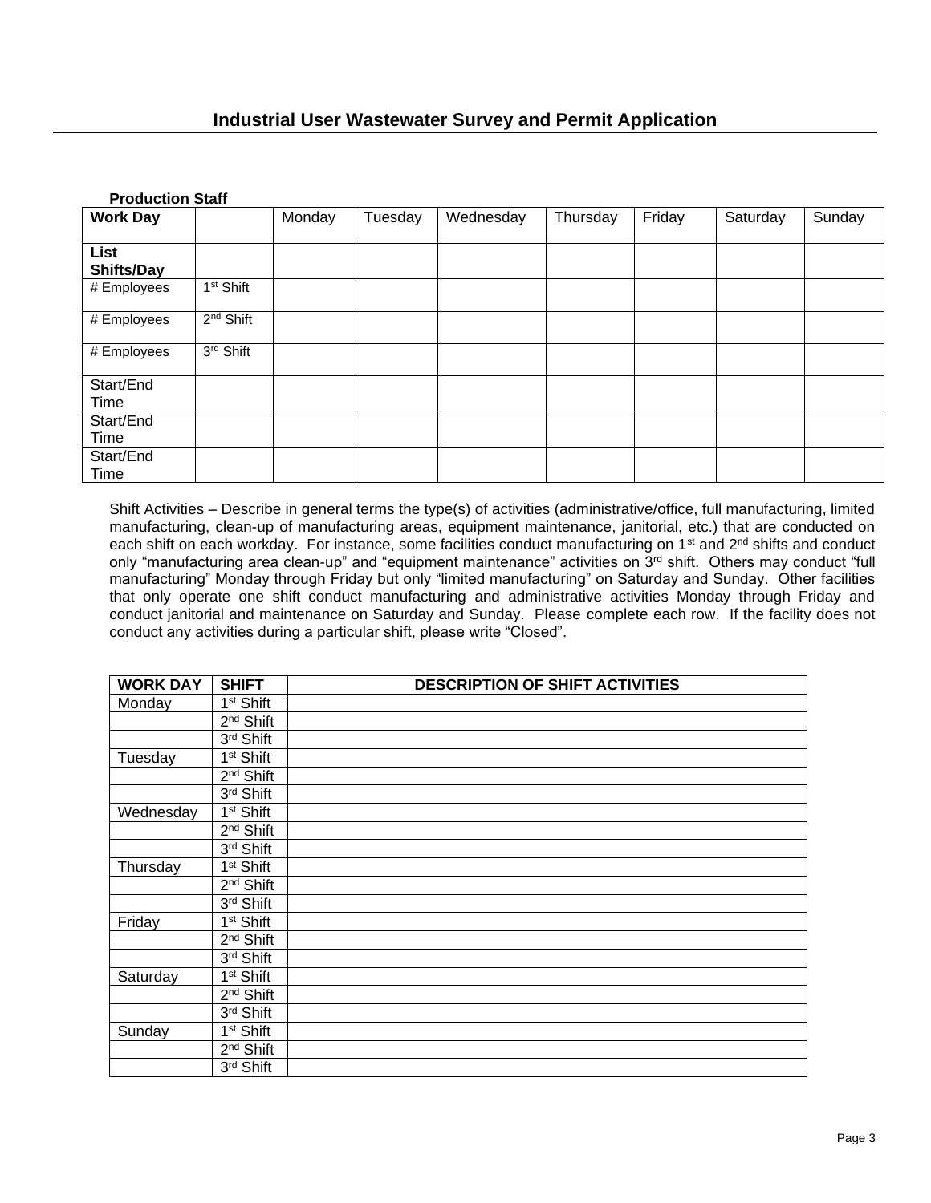# Industrial User Wastewater Survey and Permit Application

**Production Staff**

| **Work Day** | | Monday | Tuesday | Wednesday | Thursday | Friday | Saturday | Sunday |
|---|---|---|---|---|---|---|---|---|
| **List Shifts/Day** | | | | | | | | |
| # Employees | 1st Shift | | | | | | | |
| # Employees | 2nd Shift | | | | | | | |
| # Employees | 3rd Shift | | | | | | | |
| Start/End Time | | | | | | | | |
| Start/End Time | | | | | | | | |
| Start/End Time | | | | | | | | |

Shift Activities – Describe in general terms the type(s) of activities (administrative/office, full manufacturing, limited manufacturing, clean-up of manufacturing areas, equipment maintenance, janitorial, etc.) that are conducted on each shift on each workday. For instance, some facilities conduct manufacturing on 1st and 2nd shifts and conduct only "manufacturing area clean-up" and "equipment maintenance" activities on 3rd shift. Others may conduct "full manufacturing" Monday through Friday but only "limited manufacturing" on Saturday and Sunday. Other facilities that only operate one shift conduct manufacturing and administrative activities Monday through Friday and conduct janitorial and maintenance on Saturday and Sunday. Please complete each row. If the facility does not conduct any activities during a particular shift, please write "Closed".

| **WORK DAY** | **SHIFT** | **DESCRIPTION OF SHIFT ACTIVITIES** |
|---|---|---|
| Monday | 1st Shift | |
| | 2nd Shift | |
| | 3rd Shift | |
| Tuesday | 1st Shift | |
| | 2nd Shift | |
| | 3rd Shift | |
| Wednesday | 1st Shift | |
| | 2nd Shift | |
| | 3rd Shift | |
| Thursday | 1st Shift | |
| | 2nd Shift | |
| | 3rd Shift | |
| Friday | 1st Shift | |
| | 2nd Shift | |
| | 3rd Shift | |
| Saturday | 1st Shift | |
| | 2nd Shift | |
| | 3rd Shift | |
| Sunday | 1st Shift | |
| | 2nd Shift | |
| | 3rd Shift | |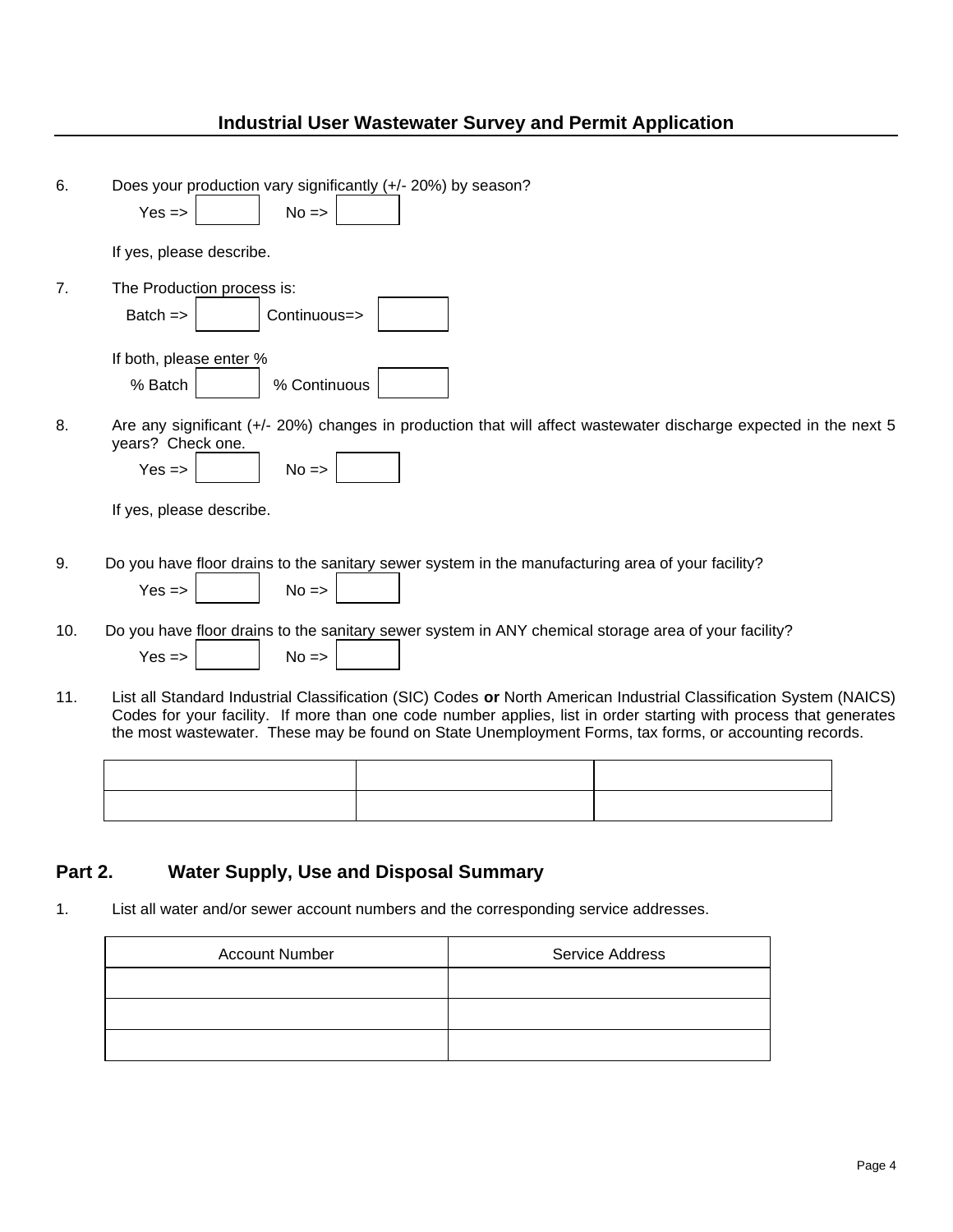6. Does your production vary significantly (+/- 20%) by season?

   Yes => [ ] No => [ ]

   If yes, please describe.

7. The Production process is:

   Batch => [ ] Continuous=> [ ]

   If both, please enter %

   % Batch [ ] % Continuous [ ]

8. Are any significant (+/- 20%) changes in production that will affect wastewater discharge expected in the next 5 years? Check one.

   Yes => [ ] No => [ ]

   If yes, please describe.

9. Do you have floor drains to the sanitary sewer system in the manufacturing area of your facility?

   Yes => [ ] No => [ ]

10. Do you have floor drains to the sanitary sewer system in ANY chemical storage area of your facility?

    Yes => [ ] No => [ ]

11. List all Standard Industrial Classification (SIC) Codes **or** North American Industrial Classification System (NAICS) Codes for your facility. If more than one code number applies, list in order starting with process that generates the most wastewater. These may be found on State Unemployment Forms, tax forms, or accounting records.

| | | |
|---|---|---|
| | | |
| | | |

## Part 2. Water Supply, Use and Disposal Summary

1. List all water and/or sewer account numbers and the corresponding service addresses.

| Account Number | Service Address |
|---|---|
| | |
| | |
| | |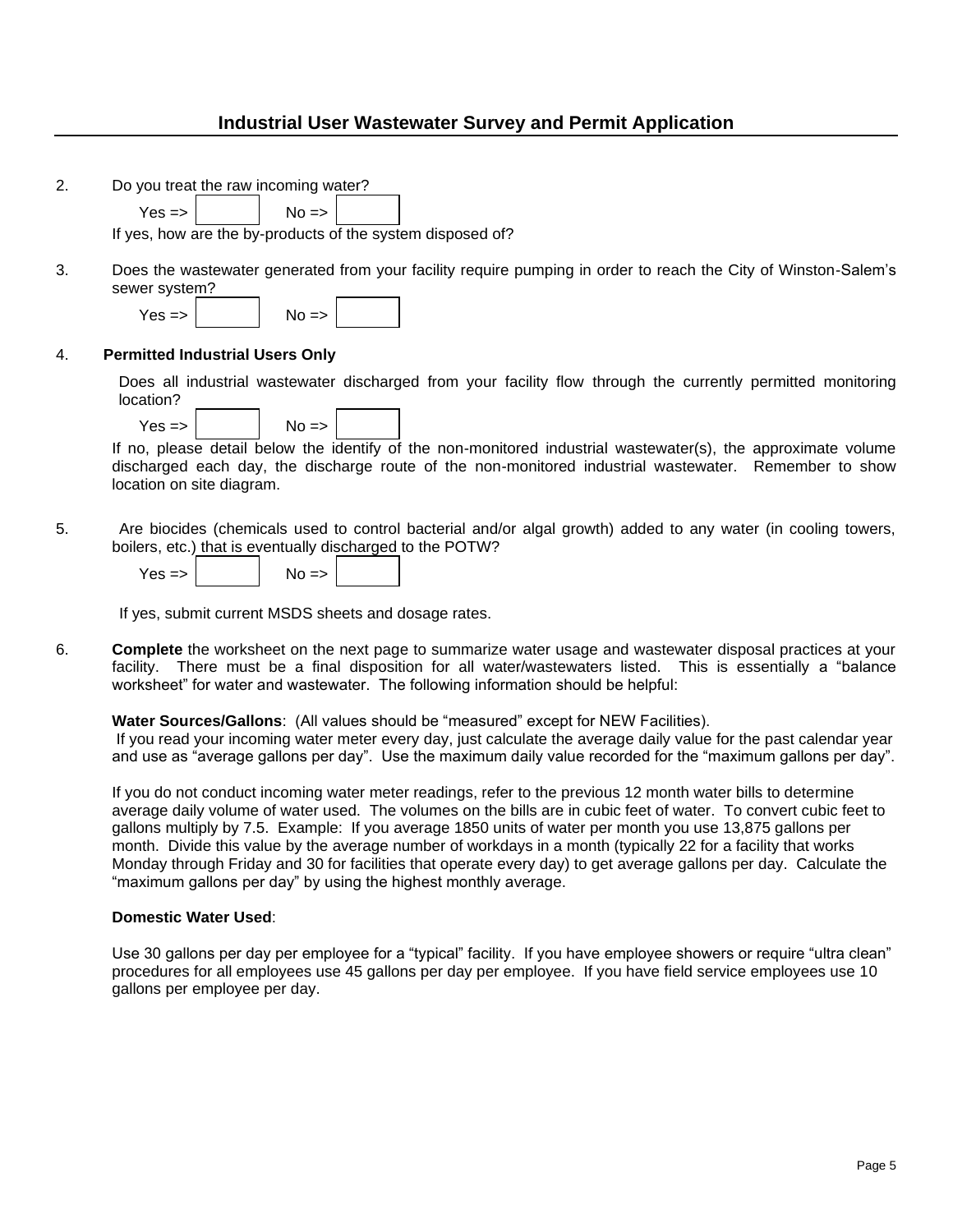## Industrial User Wastewater Survey and Permit Application

2. Do you treat the raw incoming water?

   Yes => ☐ No => ☐

   If yes, how are the by-products of the system disposed of?

3. Does the wastewater generated from your facility require pumping in order to reach the City of Winston-Salem's sewer system?

   Yes => ☐ No => ☐

4. **Permitted Industrial Users Only**

   Does all industrial wastewater discharged from your facility flow through the currently permitted monitoring location?

   Yes => ☐ No => ☐

   If no, please detail below the identify of the non-monitored industrial wastewater(s), the approximate volume discharged each day, the discharge route of the non-monitored industrial wastewater. Remember to show location on site diagram.

5. Are biocides (chemicals used to control bacterial and/or algal growth) added to any water (in cooling towers, boilers, etc.) that is eventually discharged to the POTW?

   Yes => ☐ No => ☐

   If yes, submit current MSDS sheets and dosage rates.

6. **Complete** the worksheet on the next page to summarize water usage and wastewater disposal practices at your facility. There must be a final disposition for all water/wastewaters listed. This is essentially a "balance worksheet" for water and wastewater. The following information should be helpful:

   **Water Sources/Gallons**: (All values should be "measured" except for NEW Facilities).
   If you read your incoming water meter every day, just calculate the average daily value for the past calendar year and use as "average gallons per day". Use the maximum daily value recorded for the "maximum gallons per day".

   If you do not conduct incoming water meter readings, refer to the previous 12 month water bills to determine average daily volume of water used. The volumes on the bills are in cubic feet of water. To convert cubic feet to gallons multiply by 7.5. Example: If you average 1850 units of water per month you use 13,875 gallons per month. Divide this value by the average number of workdays in a month (typically 22 for a facility that works Monday through Friday and 30 for facilities that operate every day) to get average gallons per day. Calculate the "maximum gallons per day" by using the highest monthly average.

   **Domestic Water Used**:

   Use 30 gallons per day per employee for a "typical" facility. If you have employee showers or require "ultra clean" procedures for all employees use 45 gallons per day per employee. If you have field service employees use 10 gallons per employee per day.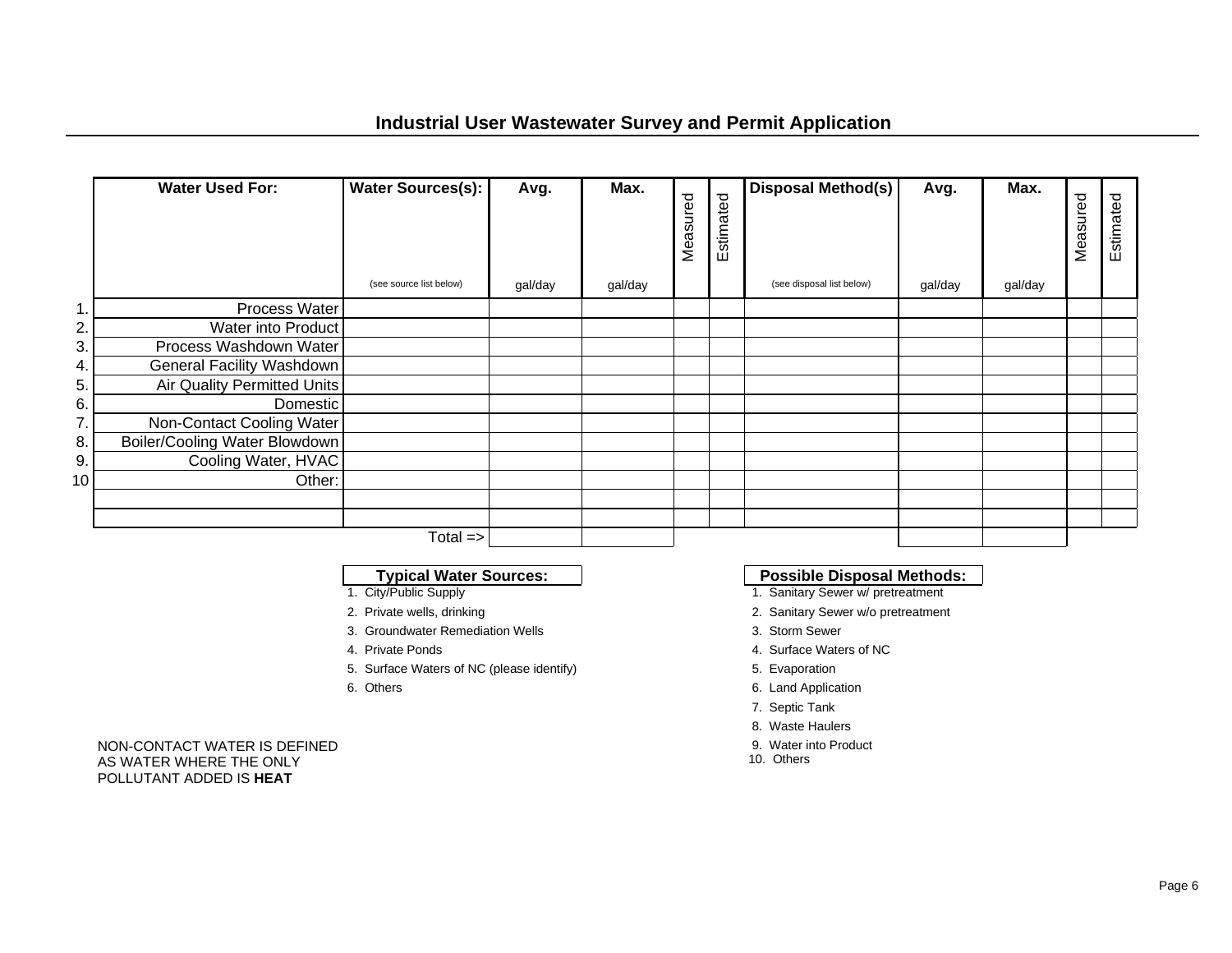## Industrial User Wastewater Survey and Permit Application

| | Water Used For: | Water Sources(s): (see source list below) | Avg. gal/day | Max. gal/day | Measured | Estimated | Disposal Method(s) (see disposal list below) | Avg. gal/day | Max. gal/day | Measured | Estimated |
|---|---|---|---|---|---|---|---|---|---|---|---|
| 1. | Process Water | | | | | | | | | | |
| 2. | Water into Product | | | | | | | | | | |
| 3. | Process Washdown Water | | | | | | | | | | |
| 4. | General Facility Washdown | | | | | | | | | | |
| 5. | Air Quality Permitted Units | | | | | | | | | | |
| 6. | Domestic | | | | | | | | | | |
| 7. | Non-Contact Cooling Water | | | | | | | | | | |
| 8. | Boiler/Cooling Water Blowdown | | | | | | | | | | |
| 9. | Cooling Water, HVAC | | | | | | | | | | |
| 10 | Other: | | | | | | | | | | |
| | | | | | | | | | | | |
| | | | | | | | | | | | |
| | | Total => | | | | | | | | | |

**Typical Water Sources:**

1. City/Public Supply
2. Private wells, drinking
3. Groundwater Remediation Wells
4. Private Ponds
5. Surface Waters of NC (please identify)
6. Others

**Possible Disposal Methods:**

1. Sanitary Sewer w/ pretreatment
2. Sanitary Sewer w/o pretreatment
3. Storm Sewer
4. Surface Waters of NC
5. Evaporation
6. Land Application
7. Septic Tank
8. Waste Haulers
9. Water into Product
10. Others

NON-CONTACT WATER IS DEFINED AS WATER WHERE THE ONLY POLLUTANT ADDED IS **HEAT**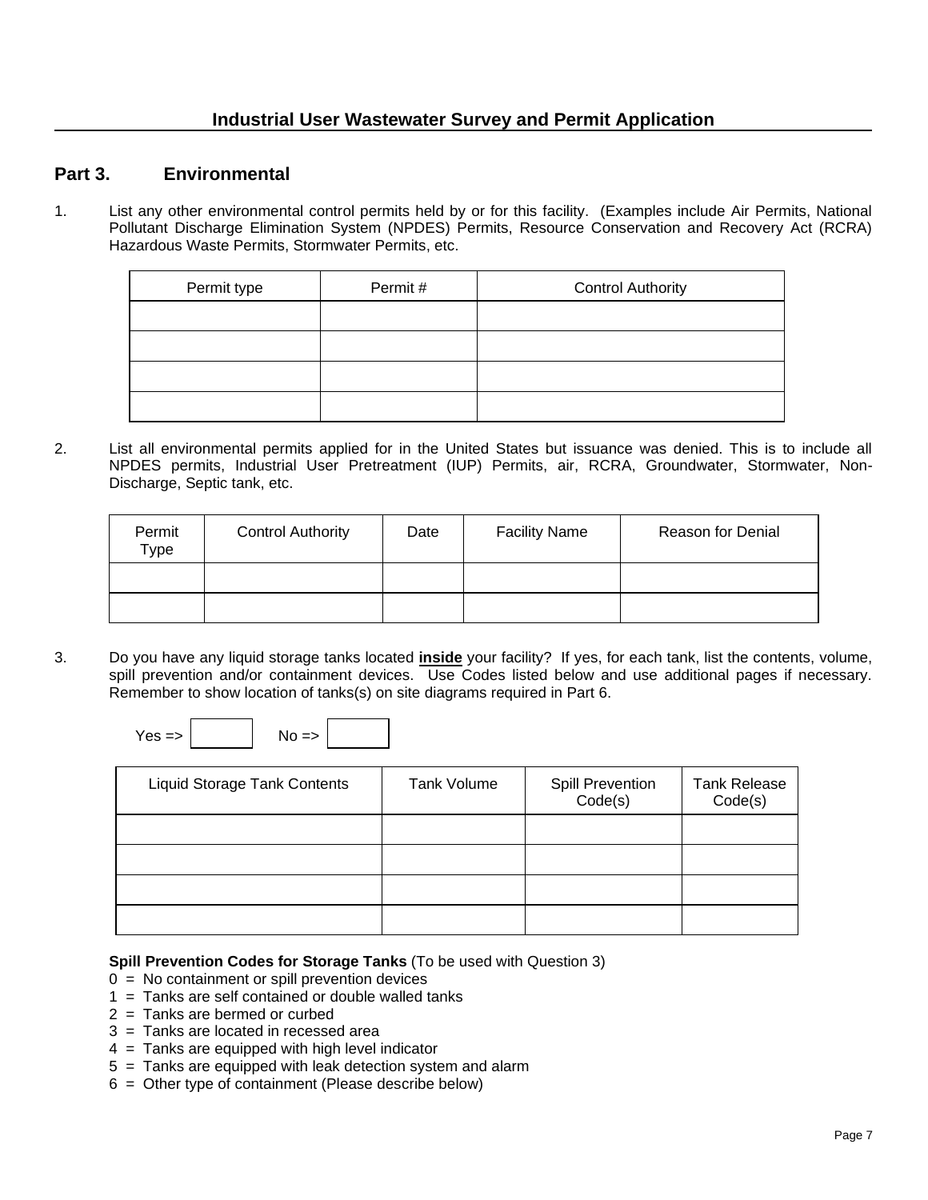# Industrial User Wastewater Survey and Permit Application

## Part 3. Environmental

1. List any other environmental control permits held by or for this facility. (Examples include Air Permits, National Pollutant Discharge Elimination System (NPDES) Permits, Resource Conservation and Recovery Act (RCRA) Hazardous Waste Permits, Stormwater Permits, etc.

| Permit type | Permit # | Control Authority |
|---|---|---|
| | | |
| | | |
| | | |
| | | |

2. List all environmental permits applied for in the United States but issuance was denied. This is to include all NPDES permits, Industrial User Pretreatment (IUP) Permits, air, RCRA, Groundwater, Stormwater, Non-Discharge, Septic tank, etc.

| Permit Type | Control Authority | Date | Facility Name | Reason for Denial |
|---|---|---|---|---|
| | | | | |
| | | | | |

3. Do you have any liquid storage tanks located **inside** your facility? If yes, for each tank, list the contents, volume, spill prevention and/or containment devices. Use Codes listed below and use additional pages if necessary. Remember to show location of tanks(s) on site diagrams required in Part 6.

Yes => ☐ No => ☐

| Liquid Storage Tank Contents | Tank Volume | Spill Prevention Code(s) | Tank Release Code(s) |
|---|---|---|---|
| | | | |
| | | | |
| | | | |
| | | | |

**Spill Prevention Codes for Storage Tanks** (To be used with Question 3)

0 = No containment or spill prevention devices
1 = Tanks are self contained or double walled tanks
2 = Tanks are bermed or curbed
3 = Tanks are located in recessed area
4 = Tanks are equipped with high level indicator
5 = Tanks are equipped with leak detection system and alarm
6 = Other type of containment (Please describe below)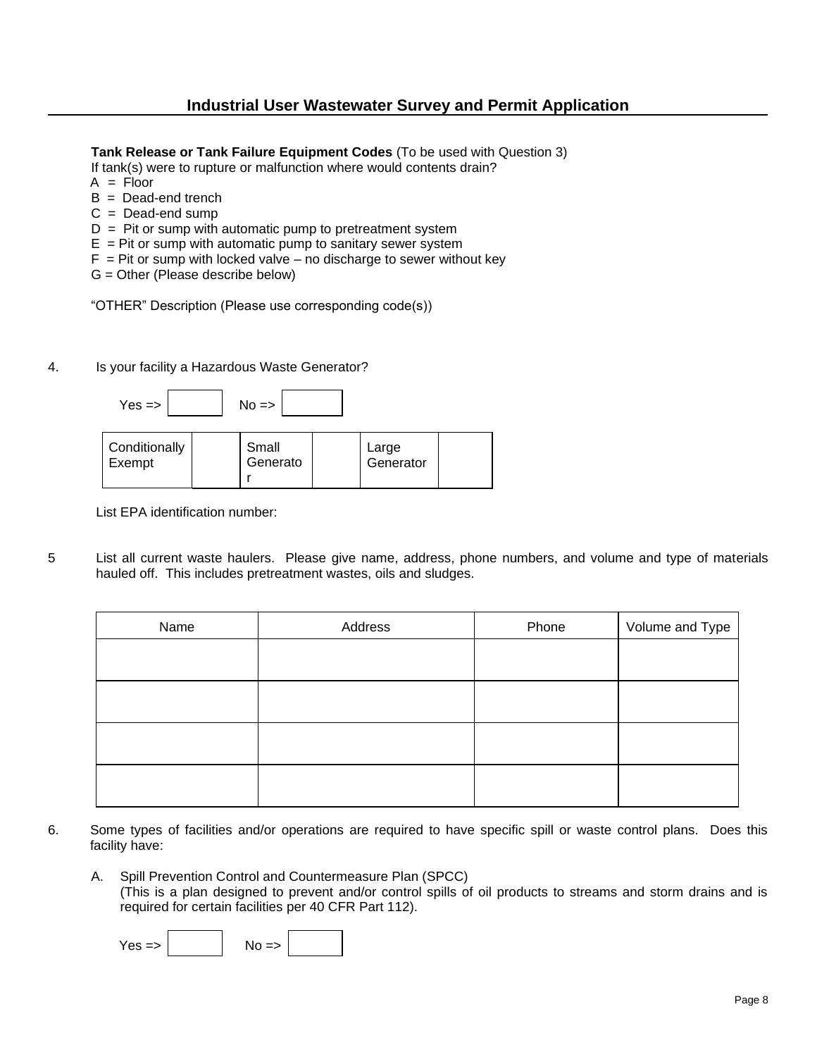**Tank Release or Tank Failure Equipment Codes** (To be used with Question 3)
If tank(s) were to rupture or malfunction where would contents drain?

A = Floor
B = Dead-end trench
C = Dead-end sump
D = Pit or sump with automatic pump to pretreatment system
E = Pit or sump with automatic pump to sanitary sewer system
F = Pit or sump with locked valve – no discharge to sewer without key
G = Other (Please describe below)

"OTHER" Description (Please use corresponding code(s))

4. Is your facility a Hazardous Waste Generator?

Yes => ☐ No => ☐

| Conditionally Exempt | | Small Generator | | Large Generator | |
|---|---|---|---|---|---|

List EPA identification number:

5 List all current waste haulers. Please give name, address, phone numbers, and volume and type of materials hauled off. This includes pretreatment wastes, oils and sludges.

| Name | Address | Phone | Volume and Type |
|---|---|---|---|
| | | | |
| | | | |
| | | | |
| | | | |

6. Some types of facilities and/or operations are required to have specific spill or waste control plans. Does this facility have:

A. Spill Prevention Control and Countermeasure Plan (SPCC)
(This is a plan designed to prevent and/or control spills of oil products to streams and storm drains and is required for certain facilities per 40 CFR Part 112).

Yes => ☐ No => ☐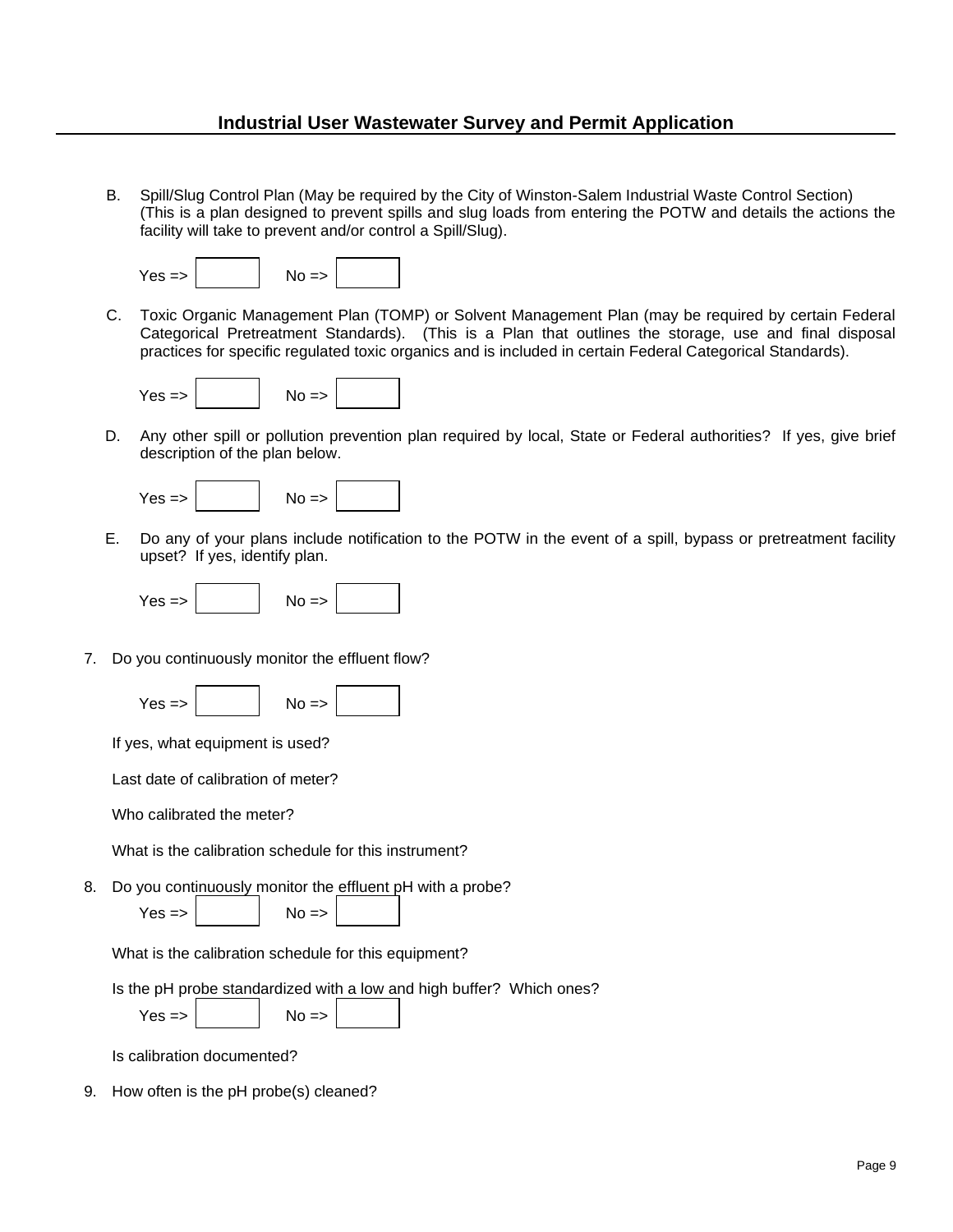## Industrial User Wastewater Survey and Permit Application

B. Spill/Slug Control Plan (May be required by the City of Winston-Salem Industrial Waste Control Section) (This is a plan designed to prevent spills and slug loads from entering the POTW and details the actions the facility will take to prevent and/or control a Spill/Slug).

Yes => [ ]    No => [ ]

C. Toxic Organic Management Plan (TOMP) or Solvent Management Plan (may be required by certain Federal Categorical Pretreatment Standards). (This is a Plan that outlines the storage, use and final disposal practices for specific regulated toxic organics and is included in certain Federal Categorical Standards).

Yes => [ ]    No => [ ]

D. Any other spill or pollution prevention plan required by local, State or Federal authorities? If yes, give brief description of the plan below.

Yes => [ ]    No => [ ]

E. Do any of your plans include notification to the POTW in the event of a spill, bypass or pretreatment facility upset? If yes, identify plan.

Yes => [ ]    No => [ ]

7. Do you continuously monitor the effluent flow?

   Yes => [ ]    No => [ ]

   If yes, what equipment is used?

   Last date of calibration of meter?

   Who calibrated the meter?

   What is the calibration schedule for this instrument?

8. Do you continuously monitor the effluent pH with a probe?

   Yes => [ ]    No => [ ]

   What is the calibration schedule for this equipment?

   Is the pH probe standardized with a low and high buffer? Which ones?

   Yes => [ ]    No => [ ]

   Is calibration documented?

9. How often is the pH probe(s) cleaned?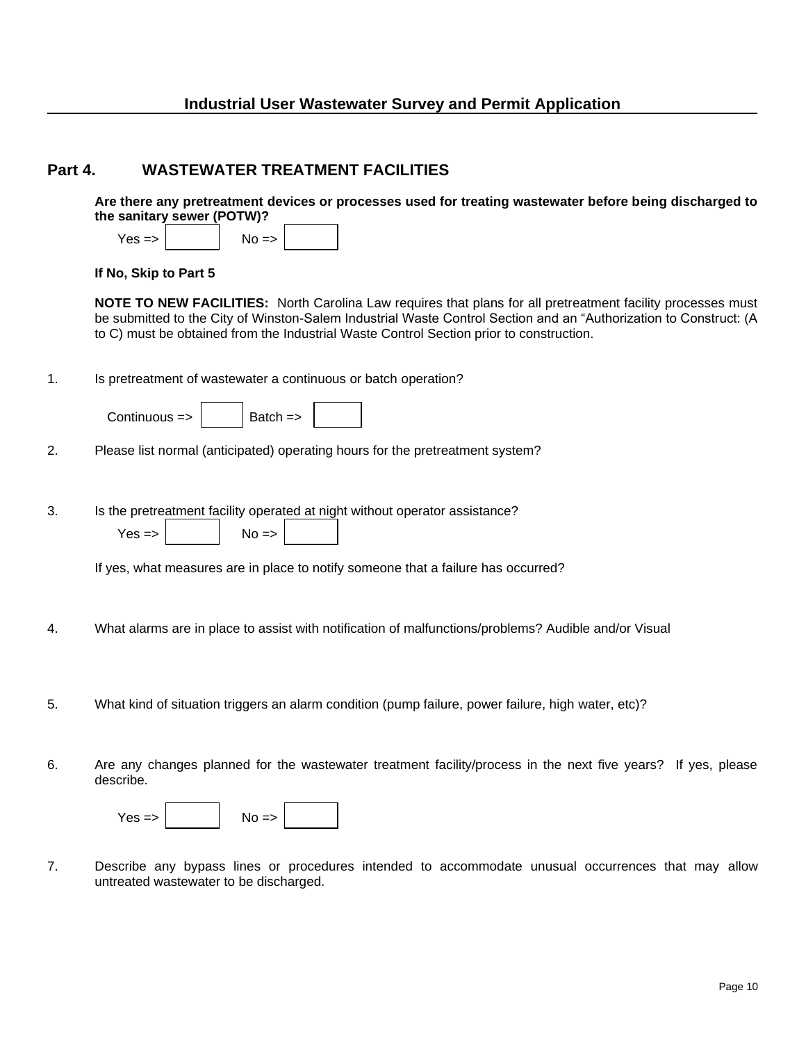## Part 4. WASTEWATER TREATMENT FACILITIES

**Are there any pretreatment devices or processes used for treating wastewater before being discharged to the sanitary sewer (POTW)?**

Yes => ☐ No => ☐

**If No, Skip to Part 5**

**NOTE TO NEW FACILITIES:** North Carolina Law requires that plans for all pretreatment facility processes must be submitted to the City of Winston-Salem Industrial Waste Control Section and an "Authorization to Construct: (A to C) must be obtained from the Industrial Waste Control Section prior to construction.

1. Is pretreatment of wastewater a continuous or batch operation?

   Continuous => ☐ Batch => ☐

2. Please list normal (anticipated) operating hours for the pretreatment system?

3. Is the pretreatment facility operated at night without operator assistance?

   Yes => ☐ No => ☐

   If yes, what measures are in place to notify someone that a failure has occurred?

4. What alarms are in place to assist with notification of malfunctions/problems? Audible and/or Visual

5. What kind of situation triggers an alarm condition (pump failure, power failure, high water, etc)?

6. Are any changes planned for the wastewater treatment facility/process in the next five years? If yes, please describe.

   Yes => ☐ No => ☐

7. Describe any bypass lines or procedures intended to accommodate unusual occurrences that may allow untreated wastewater to be discharged.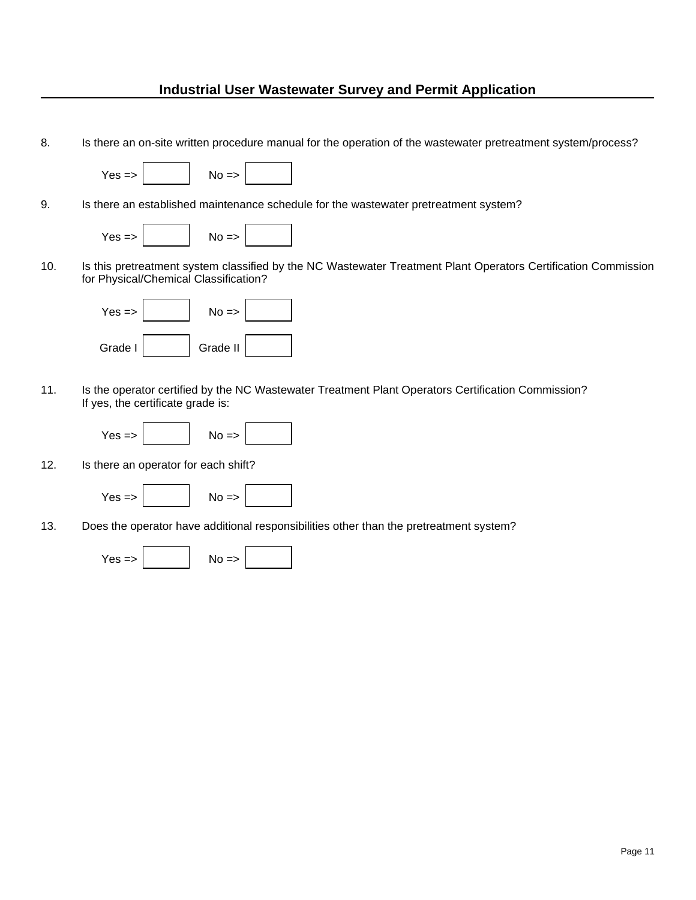## Industrial User Wastewater Survey and Permit Application

8. Is there an on-site written procedure manual for the operation of the wastewater pretreatment system/process?

   Yes => [ ]  No => [ ]

9. Is there an established maintenance schedule for the wastewater pretreatment system?

   Yes => [ ]  No => [ ]

10. Is this pretreatment system classified by the NC Wastewater Treatment Plant Operators Certification Commission for Physical/Chemical Classification?

    Yes => [ ]  No => [ ]

    Grade I [ ]  Grade II [ ]

11. Is the operator certified by the NC Wastewater Treatment Plant Operators Certification Commission? If yes, the certificate grade is:

    Yes => [ ]  No => [ ]

12. Is there an operator for each shift?

    Yes => [ ]  No => [ ]

13. Does the operator have additional responsibilities other than the pretreatment system?

    Yes => [ ]  No => [ ]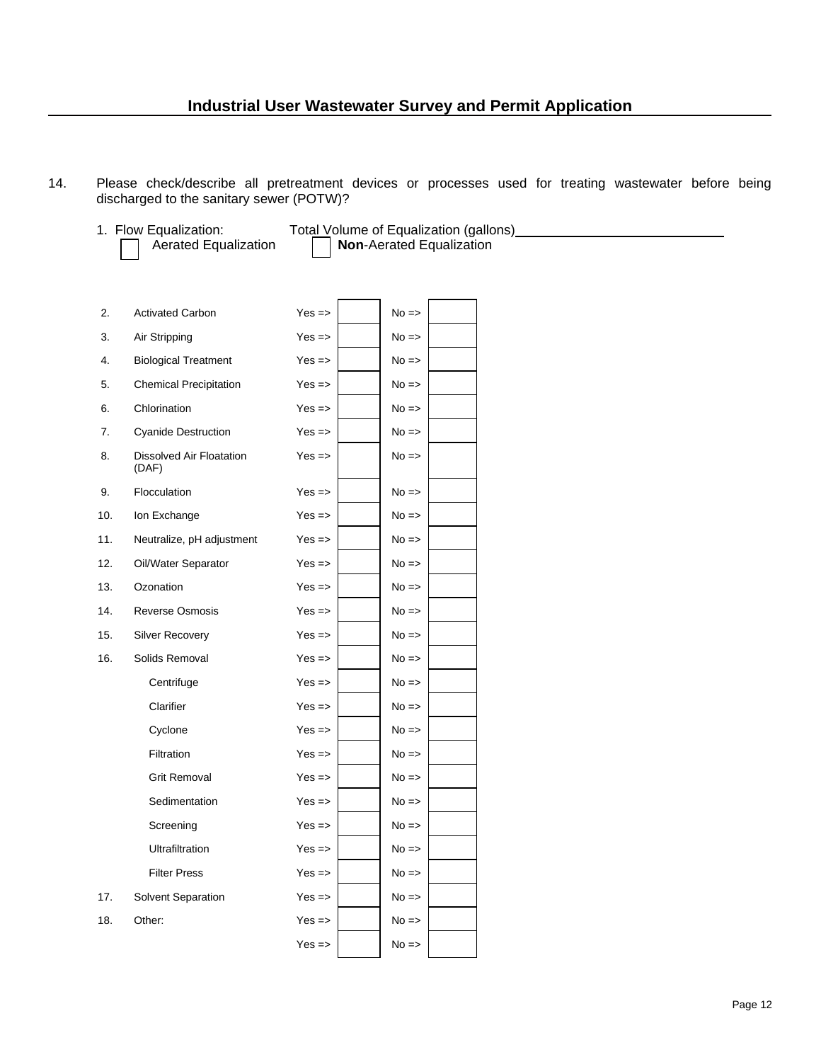## Industrial User Wastewater Survey and Permit Application

14. Please check/describe all pretreatment devices or processes used for treating wastewater before being discharged to the sanitary sewer (POTW)?

1. Flow Equalization: Total Volume of Equalization (gallons)\_\_\_\_\_\_\_\_\_\_\_\_\_\_\_\_\_\_\_\_

☐ Aerated Equalization ☐ **Non**-Aerated Equalization

| | | | | | |
|---|---|---|---|---|---|
| 2. | Activated Carbon | Yes => | | No => | |
| 3. | Air Stripping | Yes => | | No => | |
| 4. | Biological Treatment | Yes => | | No => | |
| 5. | Chemical Precipitation | Yes => | | No => | |
| 6. | Chlorination | Yes => | | No => | |
| 7. | Cyanide Destruction | Yes => | | No => | |
| 8. | Dissolved Air Floatation (DAF) | Yes => | | No => | |
| 9. | Flocculation | Yes => | | No => | |
| 10. | Ion Exchange | Yes => | | No => | |
| 11. | Neutralize, pH adjustment | Yes => | | No => | |
| 12. | Oil/Water Separator | Yes => | | No => | |
| 13. | Ozonation | Yes => | | No => | |
| 14. | Reverse Osmosis | Yes => | | No => | |
| 15. | Silver Recovery | Yes => | | No => | |
| 16. | Solids Removal | Yes => | | No => | |
| | Centrifuge | Yes => | | No => | |
| | Clarifier | Yes => | | No => | |
| | Cyclone | Yes => | | No => | |
| | Filtration | Yes => | | No => | |
| | Grit Removal | Yes => | | No => | |
| | Sedimentation | Yes => | | No => | |
| | Screening | Yes => | | No => | |
| | Ultrafiltration | Yes => | | No => | |
| | Filter Press | Yes => | | No => | |
| 17. | Solvent Separation | Yes => | | No => | |
| 18. | Other: | Yes => | | No => | |
| | | Yes => | | No => | |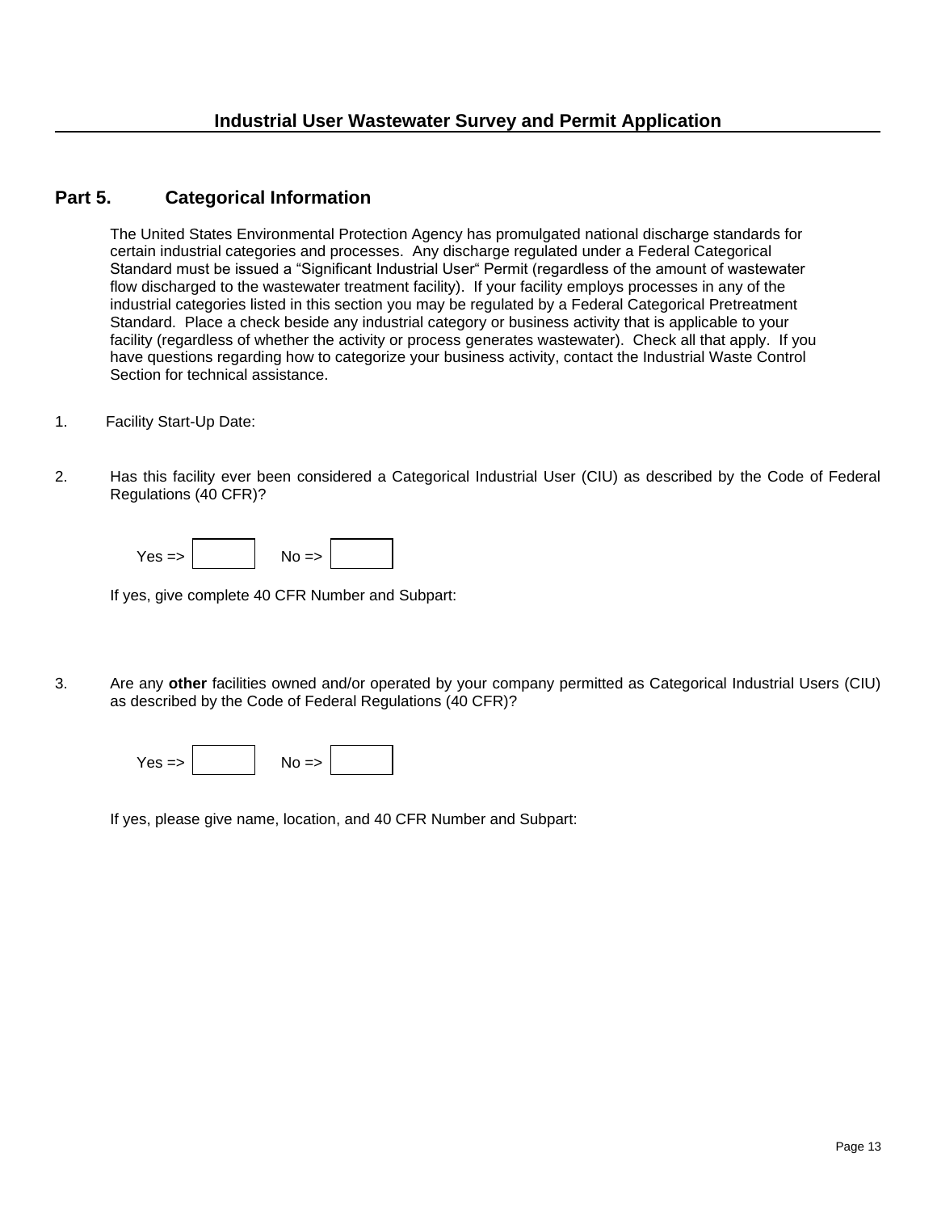## Part 5. Categorical Information

The United States Environmental Protection Agency has promulgated national discharge standards for certain industrial categories and processes. Any discharge regulated under a Federal Categorical Standard must be issued a "Significant Industrial User" Permit (regardless of the amount of wastewater flow discharged to the wastewater treatment facility). If your facility employs processes in any of the industrial categories listed in this section you may be regulated by a Federal Categorical Pretreatment Standard. Place a check beside any industrial category or business activity that is applicable to your facility (regardless of whether the activity or process generates wastewater). Check all that apply. If you have questions regarding how to categorize your business activity, contact the Industrial Waste Control Section for technical assistance.

1. Facility Start-Up Date:

2. Has this facility ever been considered a Categorical Industrial User (CIU) as described by the Code of Federal Regulations (40 CFR)?

   Yes => ☐ No => ☐

   If yes, give complete 40 CFR Number and Subpart:

3. Are any **other** facilities owned and/or operated by your company permitted as Categorical Industrial Users (CIU) as described by the Code of Federal Regulations (40 CFR)?

   Yes => ☐ No => ☐

   If yes, please give name, location, and 40 CFR Number and Subpart: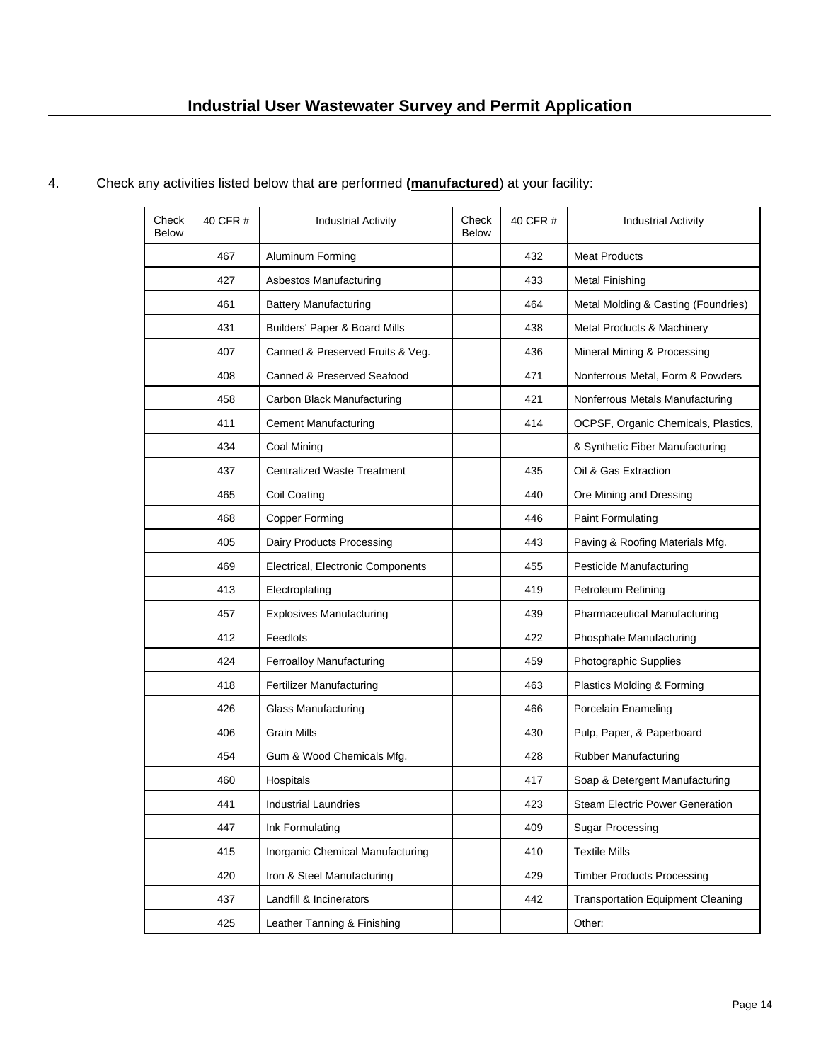# Industrial User Wastewater Survey and Permit Application

4. Check any activities listed below that are performed **(manufactured)** at your facility:

| Check Below | 40 CFR # | Industrial Activity | Check Below | 40 CFR # | Industrial Activity |
|---|---|---|---|---|---|
| | 467 | Aluminum Forming | | 432 | Meat Products |
| | 427 | Asbestos Manufacturing | | 433 | Metal Finishing |
| | 461 | Battery Manufacturing | | 464 | Metal Molding & Casting (Foundries) |
| | 431 | Builders' Paper & Board Mills | | 438 | Metal Products & Machinery |
| | 407 | Canned & Preserved Fruits & Veg. | | 436 | Mineral Mining & Processing |
| | 408 | Canned & Preserved Seafood | | 471 | Nonferrous Metal, Form & Powders |
| | 458 | Carbon Black Manufacturing | | 421 | Nonferrous Metals Manufacturing |
| | 411 | Cement Manufacturing | | 414 | OCPSF, Organic Chemicals, Plastics, |
| | 434 | Coal Mining | | | & Synthetic Fiber Manufacturing |
| | 437 | Centralized Waste Treatment | | 435 | Oil & Gas Extraction |
| | 465 | Coil Coating | | 440 | Ore Mining and Dressing |
| | 468 | Copper Forming | | 446 | Paint Formulating |
| | 405 | Dairy Products Processing | | 443 | Paving & Roofing Materials Mfg. |
| | 469 | Electrical, Electronic Components | | 455 | Pesticide Manufacturing |
| | 413 | Electroplating | | 419 | Petroleum Refining |
| | 457 | Explosives Manufacturing | | 439 | Pharmaceutical Manufacturing |
| | 412 | Feedlots | | 422 | Phosphate Manufacturing |
| | 424 | Ferroalloy Manufacturing | | 459 | Photographic Supplies |
| | 418 | Fertilizer Manufacturing | | 463 | Plastics Molding & Forming |
| | 426 | Glass Manufacturing | | 466 | Porcelain Enameling |
| | 406 | Grain Mills | | 430 | Pulp, Paper, & Paperboard |
| | 454 | Gum & Wood Chemicals Mfg. | | 428 | Rubber Manufacturing |
| | 460 | Hospitals | | 417 | Soap & Detergent Manufacturing |
| | 441 | Industrial Laundries | | 423 | Steam Electric Power Generation |
| | 447 | Ink Formulating | | 409 | Sugar Processing |
| | 415 | Inorganic Chemical Manufacturing | | 410 | Textile Mills |
| | 420 | Iron & Steel Manufacturing | | 429 | Timber Products Processing |
| | 437 | Landfill & Incinerators | | 442 | Transportation Equipment Cleaning |
| | 425 | Leather Tanning & Finishing | | | Other: |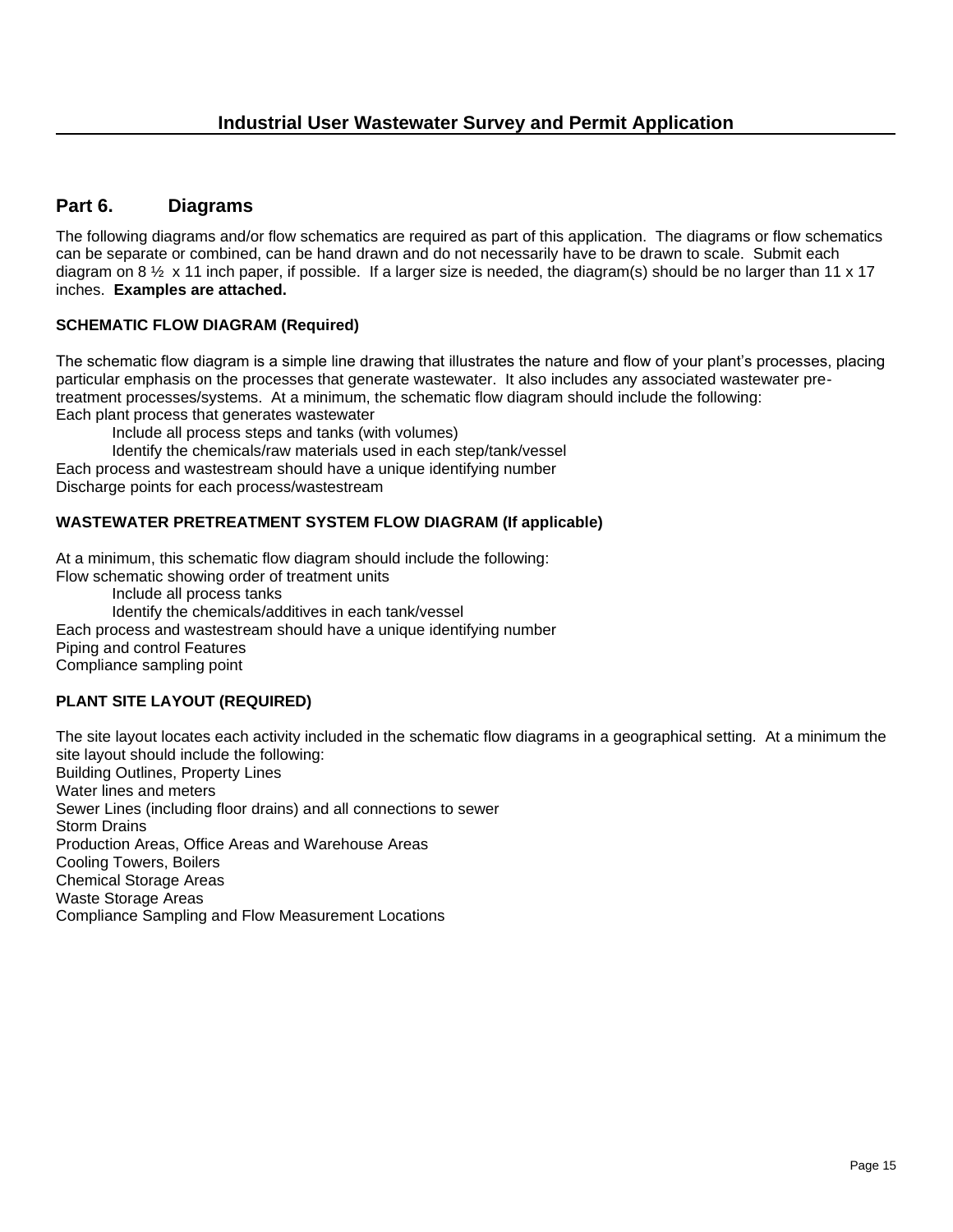## Part 6. Diagrams

The following diagrams and/or flow schematics are required as part of this application. The diagrams or flow schematics can be separate or combined, can be hand drawn and do not necessarily have to be drawn to scale. Submit each diagram on 8 ½ x 11 inch paper, if possible. If a larger size is needed, the diagram(s) should be no larger than 11 x 17 inches. **Examples are attached.**

### SCHEMATIC FLOW DIAGRAM (Required)

The schematic flow diagram is a simple line drawing that illustrates the nature and flow of your plant's processes, placing particular emphasis on the processes that generate wastewater. It also includes any associated wastewater pre-treatment processes/systems. At a minimum, the schematic flow diagram should include the following:

Each plant process that generates wastewater

- Include all process steps and tanks (with volumes)
- Identify the chemicals/raw materials used in each step/tank/vessel

Each process and wastestream should have a unique identifying number

Discharge points for each process/wastestream

### WASTEWATER PRETREATMENT SYSTEM FLOW DIAGRAM (If applicable)

At a minimum, this schematic flow diagram should include the following:

Flow schematic showing order of treatment units

- Include all process tanks
- Identify the chemicals/additives in each tank/vessel

Each process and wastestream should have a unique identifying number

Piping and control Features

Compliance sampling point

### PLANT SITE LAYOUT (REQUIRED)

The site layout locates each activity included in the schematic flow diagrams in a geographical setting. At a minimum the site layout should include the following:

Building Outlines, Property Lines

Water lines and meters

Sewer Lines (including floor drains) and all connections to sewer

Storm Drains

Production Areas, Office Areas and Warehouse Areas

Cooling Towers, Boilers

Chemical Storage Areas

Waste Storage Areas

Compliance Sampling and Flow Measurement Locations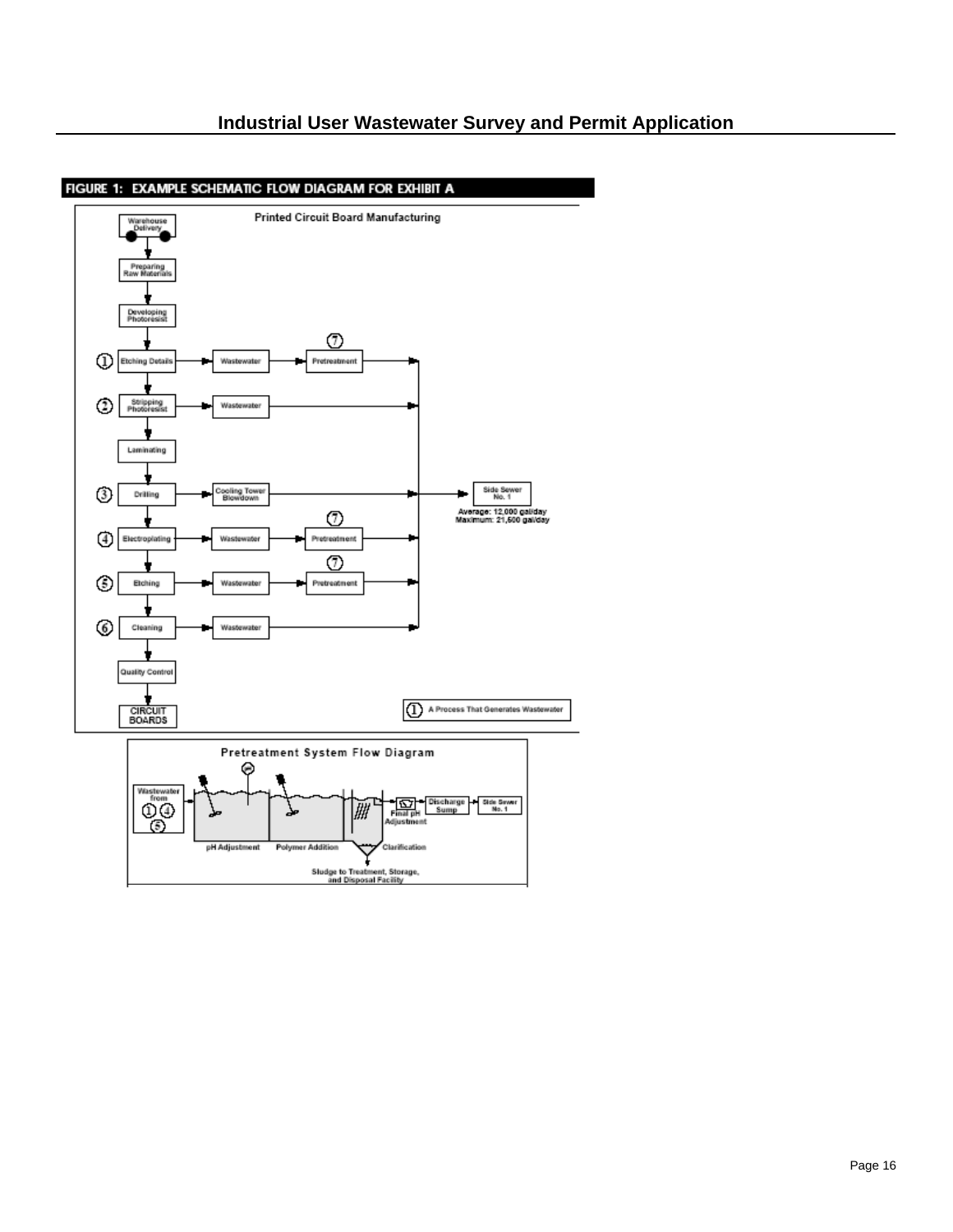## FIGURE 1: EXAMPLE SCHEMATIC FLOW DIAGRAM FOR EXHIBIT A

**Printed Circuit Board Manufacturing**

- Warehouse Delivery
- Preparing Raw Materials
- Developing Photoresist
- ① Etching Details → Wastewater → ⑦ Pretreatment → Side Sewer No. 1
- ② Stripping Photoresist → Wastewater → Side Sewer No. 1
- Laminating
- ③ Drilling → Cooling Tower Blowdown → Side Sewer No. 1
- ④ Electroplating → Wastewater → ⑦ Pretreatment → Side Sewer No. 1
- ⑤ Etching → Wastewater → ⑦ Pretreatment → Side Sewer No. 1
- ⑥ Cleaning → Wastewater → Side Sewer No. 1
- Quality Control
- CIRCUIT BOARDS

Side Sewer No. 1
Average: 12,000 gal/day
Maximum: 21,500 gal/day

① A Process That Generates Wastewater

**Pretreatment System Flow Diagram**

Wastewater from ① ④ ⑤ → pH Adjustment → Polymer Addition → Clarification → Final pH Adjustment → Discharge Sump → Side Sewer No. 1

Sludge to Treatment, Storage, and Disposal Facility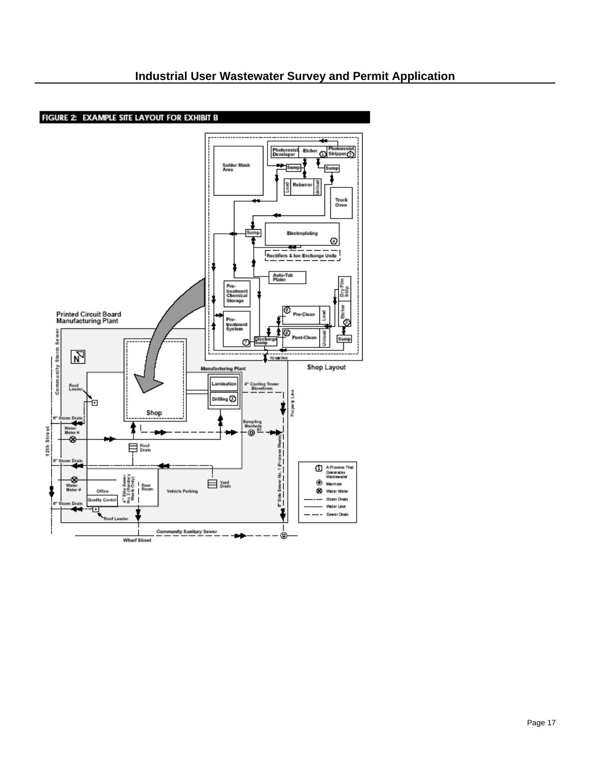**FIGURE 2: EXAMPLE SITE LAYOUT FOR EXHIBIT B**

Printed Circuit Board Manufacturing Plant

Shop Layout

Photoresist Developer, Etcher (1), Photoresist Stripper (2), Solder Mask Area, Sump, Sump, Load, Reburrer, Unload, Truck Oven, Sump, Electroplating (4), Rectifiers & Ion Exchange Units, Auto-Tab Plater, Pre-treatment Chemical Storage, Pre-treatment System (7), Discharge Sump, Pre-Clean (6), Load, Post-Clean (6), Unload, Dry Film Strip, Etcher (6), Sump, TO METRO

Manufacturing Plant, Shop, Lamination, Drilling (5), 4" Cooling Tower Blowdown, Property Line, Sampling Manhole #1, Roof Leader, 6" Storm Drain, Water Meter #, Roof Drain, 12th Street, Community Storm Sewer, 6" Storm Drain, Water Meter #, Office, Quality Control, 4" Side Sewer No. 2 (Sanitary Waste Only), Rest Room, Vehicle Parking, Yard Drain, 6" Side Sewer No. 1 (Process Waste), 6" Storm Drain, Roof Leader, Community Sanitary Sewer, Wharf Street

Legend: (1) A Process That Generates Wastewater; Manhole; Water Meter; Storm Drain; Water Line; Sewer Drain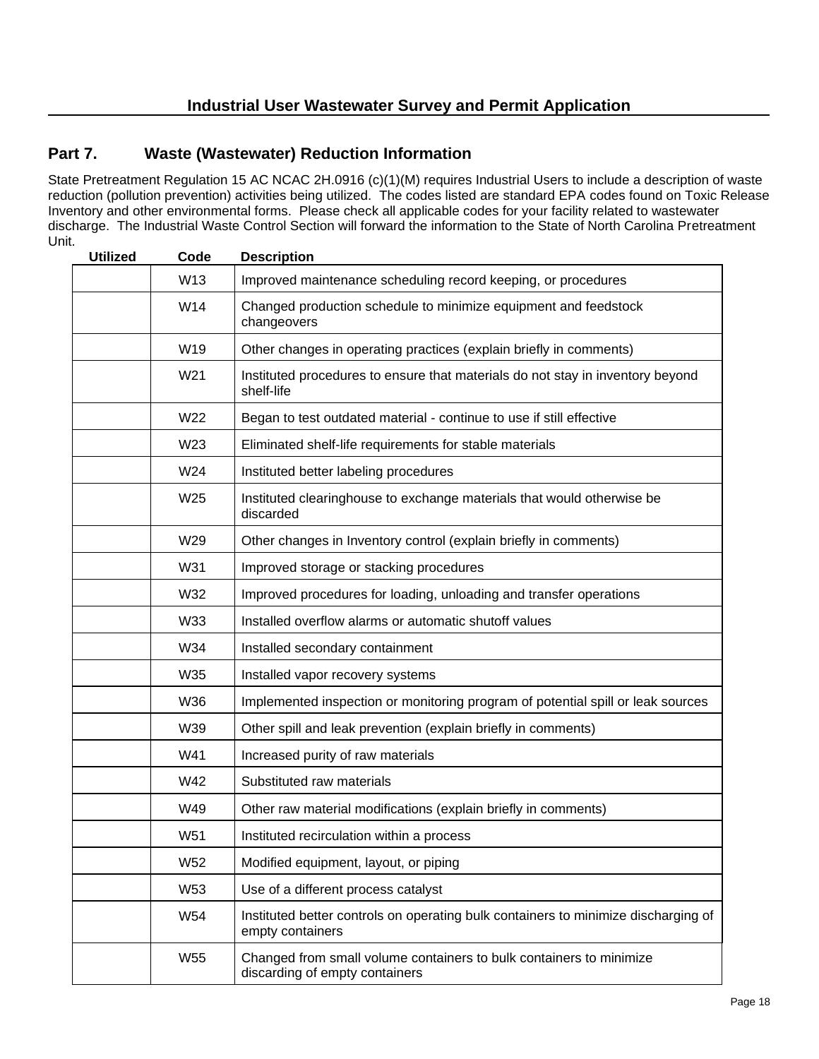## Industrial User Wastewater Survey and Permit Application

## Part 7. Waste (Wastewater) Reduction Information

State Pretreatment Regulation 15 AC NCAC 2H.0916 (c)(1)(M) requires Industrial Users to include a description of waste reduction (pollution prevention) activities being utilized. The codes listed are standard EPA codes found on Toxic Release Inventory and other environmental forms. Please check all applicable codes for your facility related to wastewater discharge. The Industrial Waste Control Section will forward the information to the State of North Carolina Pretreatment Unit.

| Utilized | Code | Description |
|---|---|---|
| | W13 | Improved maintenance scheduling record keeping, or procedures |
| | W14 | Changed production schedule to minimize equipment and feedstock changeovers |
| | W19 | Other changes in operating practices (explain briefly in comments) |
| | W21 | Instituted procedures to ensure that materials do not stay in inventory beyond shelf-life |
| | W22 | Began to test outdated material - continue to use if still effective |
| | W23 | Eliminated shelf-life requirements for stable materials |
| | W24 | Instituted better labeling procedures |
| | W25 | Instituted clearinghouse to exchange materials that would otherwise be discarded |
| | W29 | Other changes in Inventory control (explain briefly in comments) |
| | W31 | Improved storage or stacking procedures |
| | W32 | Improved procedures for loading, unloading and transfer operations |
| | W33 | Installed overflow alarms or automatic shutoff values |
| | W34 | Installed secondary containment |
| | W35 | Installed vapor recovery systems |
| | W36 | Implemented inspection or monitoring program of potential spill or leak sources |
| | W39 | Other spill and leak prevention (explain briefly in comments) |
| | W41 | Increased purity of raw materials |
| | W42 | Substituted raw materials |
| | W49 | Other raw material modifications (explain briefly in comments) |
| | W51 | Instituted recirculation within a process |
| | W52 | Modified equipment, layout, or piping |
| | W53 | Use of a different process catalyst |
| | W54 | Instituted better controls on operating bulk containers to minimize discharging of empty containers |
| | W55 | Changed from small volume containers to bulk containers to minimize discarding of empty containers |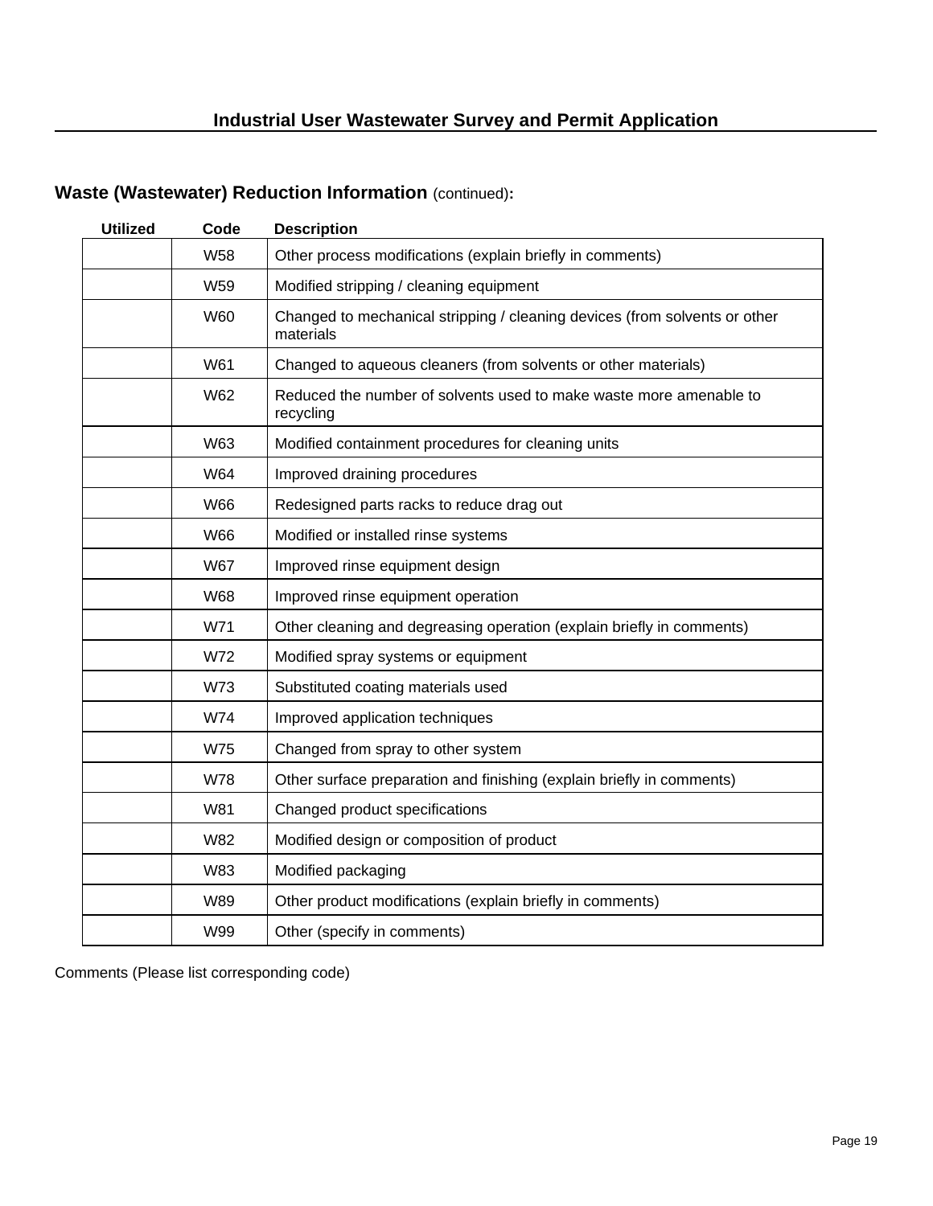## Waste (Wastewater) Reduction Information (continued):

| Utilized | Code | Description |
|---|---|---|
| | W58 | Other process modifications (explain briefly in comments) |
| | W59 | Modified stripping / cleaning equipment |
| | W60 | Changed to mechanical stripping / cleaning devices (from solvents or other materials |
| | W61 | Changed to aqueous cleaners (from solvents or other materials) |
| | W62 | Reduced the number of solvents used to make waste more amenable to recycling |
| | W63 | Modified containment procedures for cleaning units |
| | W64 | Improved draining procedures |
| | W66 | Redesigned parts racks to reduce drag out |
| | W66 | Modified or installed rinse systems |
| | W67 | Improved rinse equipment design |
| | W68 | Improved rinse equipment operation |
| | W71 | Other cleaning and degreasing operation (explain briefly in comments) |
| | W72 | Modified spray systems or equipment |
| | W73 | Substituted coating materials used |
| | W74 | Improved application techniques |
| | W75 | Changed from spray to other system |
| | W78 | Other surface preparation and finishing (explain briefly in comments) |
| | W81 | Changed product specifications |
| | W82 | Modified design or composition of product |
| | W83 | Modified packaging |
| | W89 | Other product modifications (explain briefly in comments) |
| | W99 | Other (specify in comments) |

Comments (Please list corresponding code)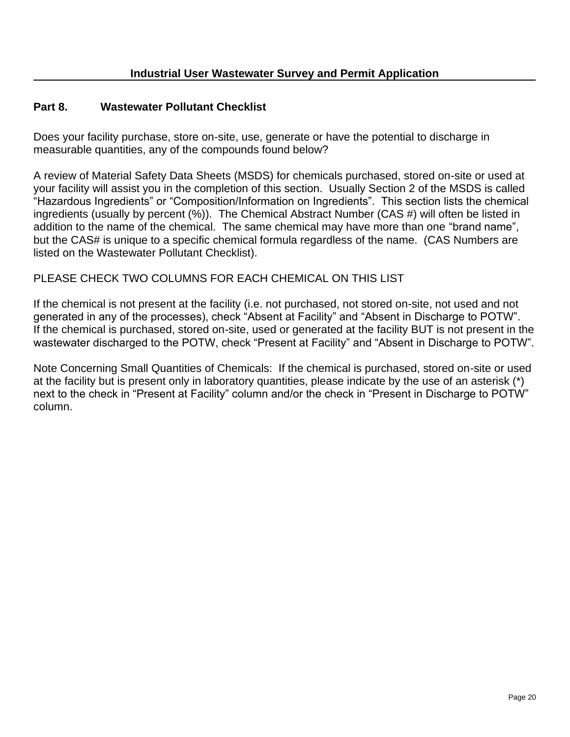## Part 8. Wastewater Pollutant Checklist

Does your facility purchase, store on-site, use, generate or have the potential to discharge in measurable quantities, any of the compounds found below?

A review of Material Safety Data Sheets (MSDS) for chemicals purchased, stored on-site or used at your facility will assist you in the completion of this section. Usually Section 2 of the MSDS is called "Hazardous Ingredients" or "Composition/Information on Ingredients". This section lists the chemical ingredients (usually by percent (%)). The Chemical Abstract Number (CAS #) will often be listed in addition to the name of the chemical. The same chemical may have more than one "brand name", but the CAS# is unique to a specific chemical formula regardless of the name. (CAS Numbers are listed on the Wastewater Pollutant Checklist).

PLEASE CHECK TWO COLUMNS FOR EACH CHEMICAL ON THIS LIST

If the chemical is not present at the facility (i.e. not purchased, not stored on-site, not used and not generated in any of the processes), check "Absent at Facility" and "Absent in Discharge to POTW". If the chemical is purchased, stored on-site, used or generated at the facility BUT is not present in the wastewater discharged to the POTW, check "Present at Facility" and "Absent in Discharge to POTW".

Note Concerning Small Quantities of Chemicals: If the chemical is purchased, stored on-site or used at the facility but is present only in laboratory quantities, please indicate by the use of an asterisk (*) next to the check in "Present at Facility" column and/or the check in "Present in Discharge to POTW" column.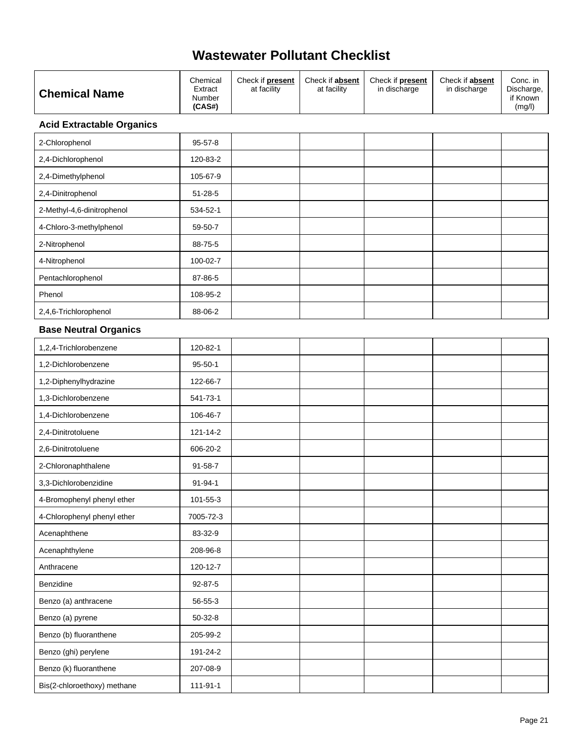# Wastewater Pollutant Checklist

| Chemical Name | Chemical Extract Number **(CAS#)** | Check if **present** at facility | Check if **absent** at facility | Check if **present** in discharge | Check if **absent** in discharge | Conc. in Discharge, if Known (mg/l) |
|---|---|---|---|---|---|---|
| **Acid Extractable Organics** | | | | | | |
| 2-Chlorophenol | 95-57-8 | | | | | |
| 2,4-Dichlorophenol | 120-83-2 | | | | | |
| 2,4-Dimethylphenol | 105-67-9 | | | | | |
| 2,4-Dinitrophenol | 51-28-5 | | | | | |
| 2-Methyl-4,6-dinitrophenol | 534-52-1 | | | | | |
| 4-Chloro-3-methylphenol | 59-50-7 | | | | | |
| 2-Nitrophenol | 88-75-5 | | | | | |
| 4-Nitrophenol | 100-02-7 | | | | | |
| Pentachlorophenol | 87-86-5 | | | | | |
| Phenol | 108-95-2 | | | | | |
| 2,4,6-Trichlorophenol | 88-06-2 | | | | | |
| **Base Neutral Organics** | | | | | | |
| 1,2,4-Trichlorobenzene | 120-82-1 | | | | | |
| 1,2-Dichlorobenzene | 95-50-1 | | | | | |
| 1,2-Diphenylhydrazine | 122-66-7 | | | | | |
| 1,3-Dichlorobenzene | 541-73-1 | | | | | |
| 1,4-Dichlorobenzene | 106-46-7 | | | | | |
| 2,4-Dinitrotoluene | 121-14-2 | | | | | |
| 2,6-Dinitrotoluene | 606-20-2 | | | | | |
| 2-Chloronaphthalene | 91-58-7 | | | | | |
| 3,3-Dichlorobenzidine | 91-94-1 | | | | | |
| 4-Bromophenyl phenyl ether | 101-55-3 | | | | | |
| 4-Chlorophenyl phenyl ether | 7005-72-3 | | | | | |
| Acenaphthene | 83-32-9 | | | | | |
| Acenaphthylene | 208-96-8 | | | | | |
| Anthracene | 120-12-7 | | | | | |
| Benzidine | 92-87-5 | | | | | |
| Benzo (a) anthracene | 56-55-3 | | | | | |
| Benzo (a) pyrene | 50-32-8 | | | | | |
| Benzo (b) fluoranthene | 205-99-2 | | | | | |
| Benzo (ghi) perylene | 191-24-2 | | | | | |
| Benzo (k) fluoranthene | 207-08-9 | | | | | |
| Bis(2-chloroethoxy) methane | 111-91-1 | | | | | |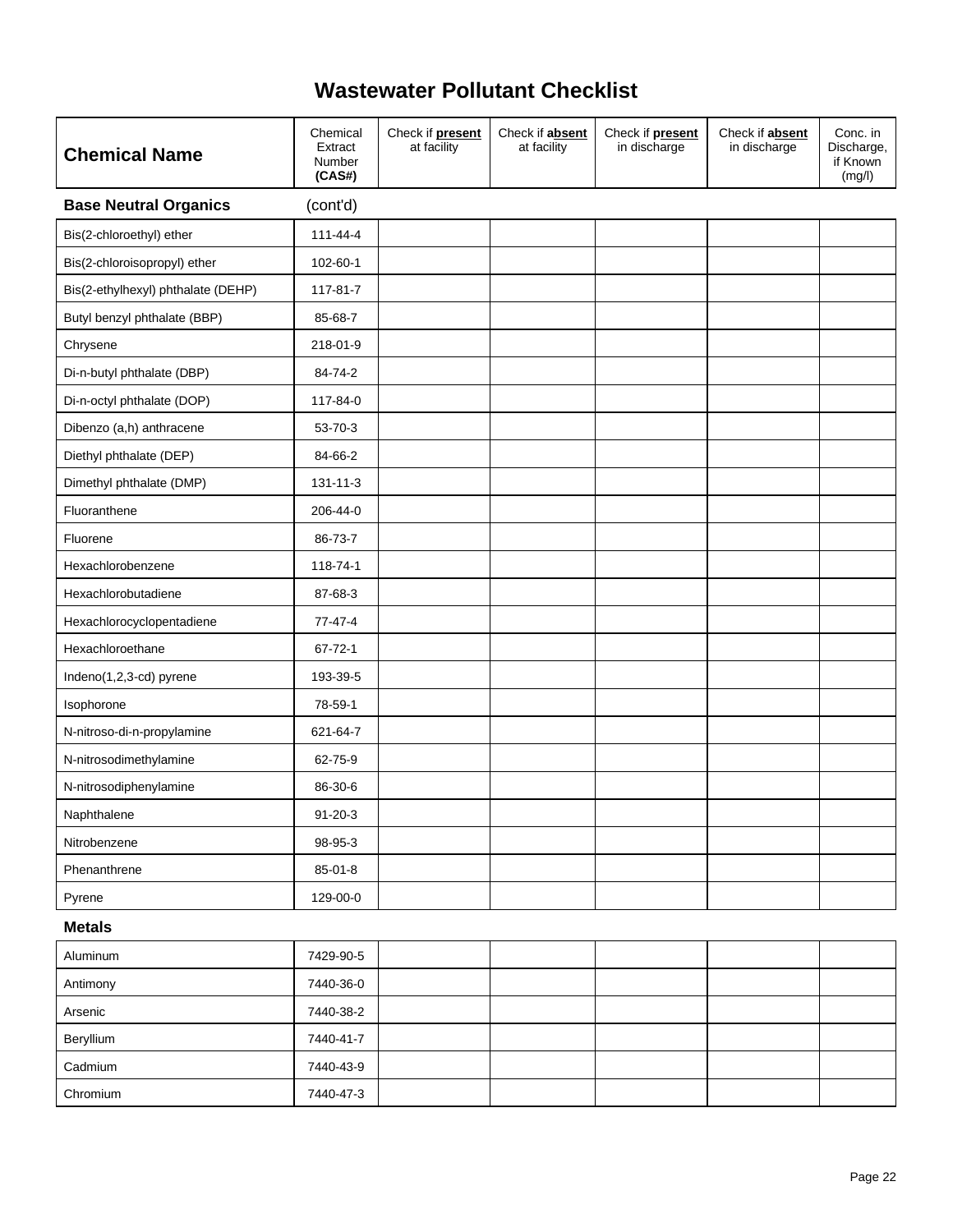# Wastewater Pollutant Checklist

| **Chemical Name** | Chemical Extract Number **(CAS#)** | Check if **present** at facility | Check if **absent** at facility | Check if **present** in discharge | Check if **absent** in discharge | Conc. in Discharge, if Known (mg/l) |
|---|---|---|---|---|---|---|
| **Base Neutral Organics** | (cont'd) | | | | | |
| Bis(2-chloroethyl) ether | 111-44-4 | | | | | |
| Bis(2-chloroisopropyl) ether | 102-60-1 | | | | | |
| Bis(2-ethylhexyl) phthalate (DEHP) | 117-81-7 | | | | | |
| Butyl benzyl phthalate (BBP) | 85-68-7 | | | | | |
| Chrysene | 218-01-9 | | | | | |
| Di-n-butyl phthalate (DBP) | 84-74-2 | | | | | |
| Di-n-octyl phthalate (DOP) | 117-84-0 | | | | | |
| Dibenzo (a,h) anthracene | 53-70-3 | | | | | |
| Diethyl phthalate (DEP) | 84-66-2 | | | | | |
| Dimethyl phthalate (DMP) | 131-11-3 | | | | | |
| Fluoranthene | 206-44-0 | | | | | |
| Fluorene | 86-73-7 | | | | | |
| Hexachlorobenzene | 118-74-1 | | | | | |
| Hexachlorobutadiene | 87-68-3 | | | | | |
| Hexachlorocyclopentadiene | 77-47-4 | | | | | |
| Hexachloroethane | 67-72-1 | | | | | |
| Indeno(1,2,3-cd) pyrene | 193-39-5 | | | | | |
| Isophorone | 78-59-1 | | | | | |
| N-nitroso-di-n-propylamine | 621-64-7 | | | | | |
| N-nitrosodimethylamine | 62-75-9 | | | | | |
| N-nitrosodiphenylamine | 86-30-6 | | | | | |
| Naphthalene | 91-20-3 | | | | | |
| Nitrobenzene | 98-95-3 | | | | | |
| Phenanthrene | 85-01-8 | | | | | |
| Pyrene | 129-00-0 | | | | | |
| **Metals** | | | | | | |
| Aluminum | 7429-90-5 | | | | | |
| Antimony | 7440-36-0 | | | | | |
| Arsenic | 7440-38-2 | | | | | |
| Beryllium | 7440-41-7 | | | | | |
| Cadmium | 7440-43-9 | | | | | |
| Chromium | 7440-47-3 | | | | | |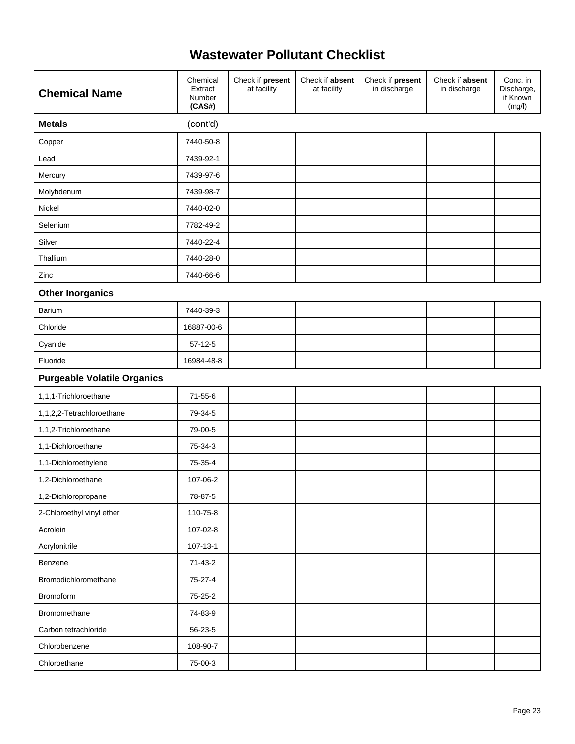# Wastewater Pollutant Checklist

| Chemical Name | Chemical Extract Number (CAS#) | Check if present at facility | Check if absent at facility | Check if present in discharge | Check if absent in discharge | Conc. in Discharge, if Known (mg/l) |
|---|---|---|---|---|---|---|
| **Metals** | (cont'd) | | | | | |
| Copper | 7440-50-8 | | | | | |
| Lead | 7439-92-1 | | | | | |
| Mercury | 7439-97-6 | | | | | |
| Molybdenum | 7439-98-7 | | | | | |
| Nickel | 7440-02-0 | | | | | |
| Selenium | 7782-49-2 | | | | | |
| Silver | 7440-22-4 | | | | | |
| Thallium | 7440-28-0 | | | | | |
| Zinc | 7440-66-6 | | | | | |
| **Other Inorganics** | | | | | | |
| Barium | 7440-39-3 | | | | | |
| Chloride | 16887-00-6 | | | | | |
| Cyanide | 57-12-5 | | | | | |
| Fluoride | 16984-48-8 | | | | | |
| **Purgeable Volatile Organics** | | | | | | |
| 1,1,1-Trichloroethane | 71-55-6 | | | | | |
| 1,1,2,2-Tetrachloroethane | 79-34-5 | | | | | |
| 1,1,2-Trichloroethane | 79-00-5 | | | | | |
| 1,1-Dichloroethane | 75-34-3 | | | | | |
| 1,1-Dichloroethylene | 75-35-4 | | | | | |
| 1,2-Dichloroethane | 107-06-2 | | | | | |
| 1,2-Dichloropropane | 78-87-5 | | | | | |
| 2-Chloroethyl vinyl ether | 110-75-8 | | | | | |
| Acrolein | 107-02-8 | | | | | |
| Acrylonitrile | 107-13-1 | | | | | |
| Benzene | 71-43-2 | | | | | |
| Bromodichloromethane | 75-27-4 | | | | | |
| Bromoform | 75-25-2 | | | | | |
| Bromomethane | 74-83-9 | | | | | |
| Carbon tetrachloride | 56-23-5 | | | | | |
| Chlorobenzene | 108-90-7 | | | | | |
| Chloroethane | 75-00-3 | | | | | |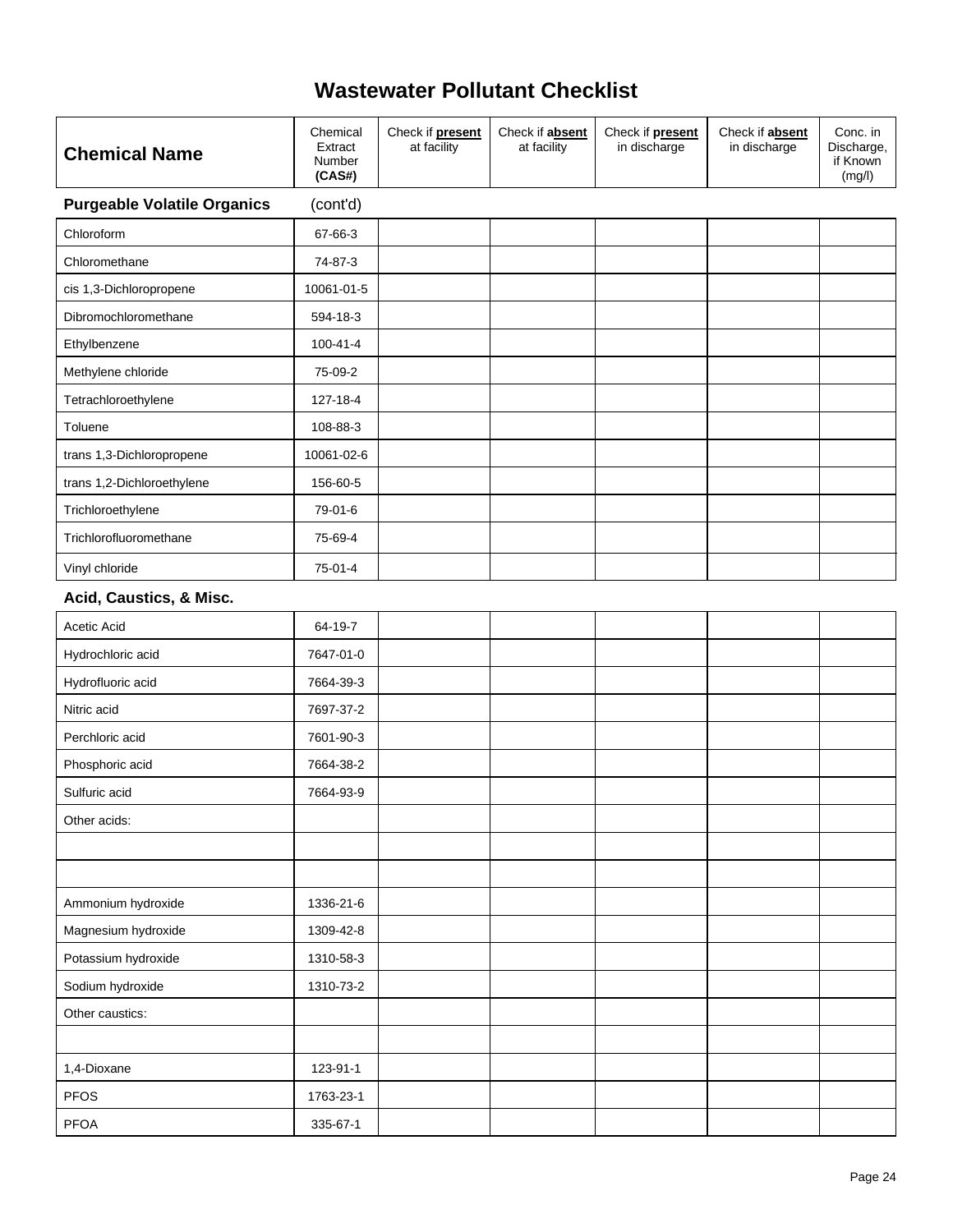# Wastewater Pollutant Checklist

| Chemical Name | Chemical Extract Number (CAS#) | Check if present at facility | Check if absent at facility | Check if present in discharge | Check if absent in discharge | Conc. in Discharge, if Known (mg/l) |
|---|---|---|---|---|---|---|
| **Purgeable Volatile Organics** | (cont'd) | | | | | |
| Chloroform | 67-66-3 | | | | | |
| Chloromethane | 74-87-3 | | | | | |
| cis 1,3-Dichloropropene | 10061-01-5 | | | | | |
| Dibromochloromethane | 594-18-3 | | | | | |
| Ethylbenzene | 100-41-4 | | | | | |
| Methylene chloride | 75-09-2 | | | | | |
| Tetrachloroethylene | 127-18-4 | | | | | |
| Toluene | 108-88-3 | | | | | |
| trans 1,3-Dichloropropene | 10061-02-6 | | | | | |
| trans 1,2-Dichloroethylene | 156-60-5 | | | | | |
| Trichloroethylene | 79-01-6 | | | | | |
| Trichlorofluoromethane | 75-69-4 | | | | | |
| Vinyl chloride | 75-01-4 | | | | | |
| **Acid, Caustics, & Misc.** | | | | | | |
| Acetic Acid | 64-19-7 | | | | | |
| Hydrochloric acid | 7647-01-0 | | | | | |
| Hydrofluoric acid | 7664-39-3 | | | | | |
| Nitric acid | 7697-37-2 | | | | | |
| Perchloric acid | 7601-90-3 | | | | | |
| Phosphoric acid | 7664-38-2 | | | | | |
| Sulfuric acid | 7664-93-9 | | | | | |
| Other acids: | | | | | | |
| | | | | | | |
| | | | | | | |
| Ammonium hydroxide | 1336-21-6 | | | | | |
| Magnesium hydroxide | 1309-42-8 | | | | | |
| Potassium hydroxide | 1310-58-3 | | | | | |
| Sodium hydroxide | 1310-73-2 | | | | | |
| Other caustics: | | | | | | |
| | | | | | | |
| 1,4-Dioxane | 123-91-1 | | | | | |
| PFOS | 1763-23-1 | | | | | |
| PFOA | 335-67-1 | | | | | |